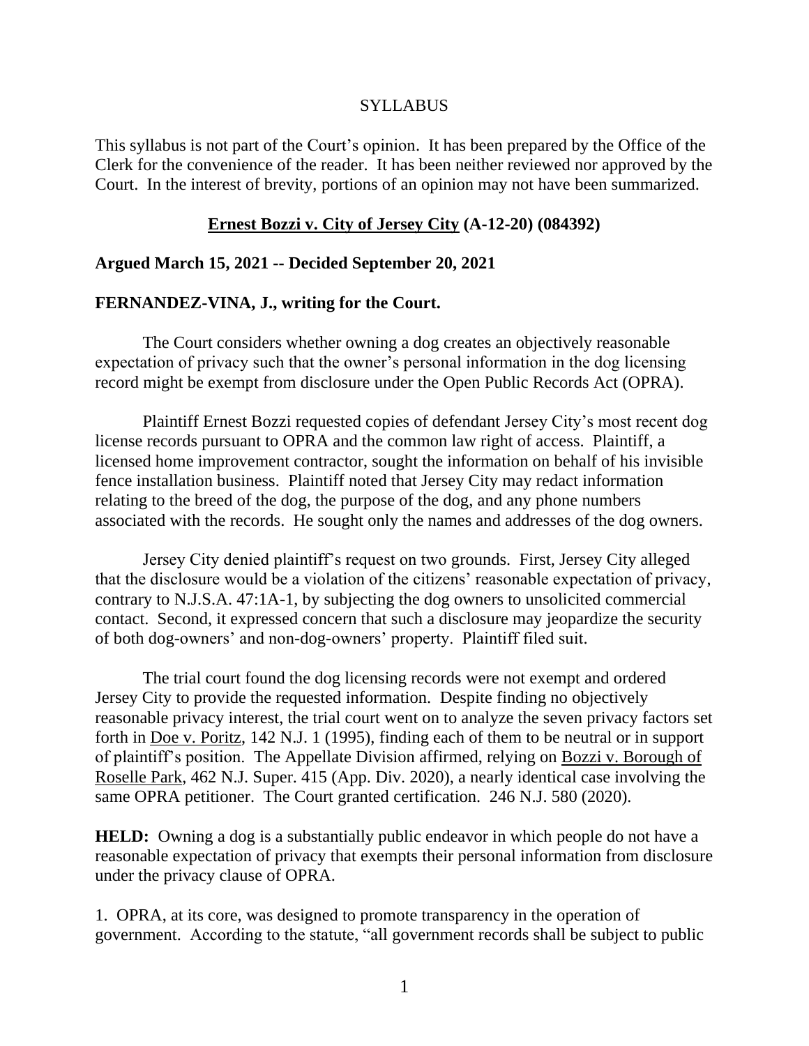SYLLABUS

This syllabus is not part of the Court's opinion. It has been prepared by the Office of the Clerk for the convenience of the reader. It has been neither reviewed nor approved by the Court. In the interest of brevity, portions of an opinion may not have been summarized.

**Ernest Bozzi v. City of Jersey City (A-12-20) (084392)**

**Argued March 15, 2021 -- Decided September 20, 2021**

**FERNANDEZ-VINA, J., writing for the Court.**

The Court considers whether owning a dog creates an objectively reasonable expectation of privacy such that the owner's personal information in the dog licensing record might be exempt from disclosure under the Open Public Records Act (OPRA).

Plaintiff Ernest Bozzi requested copies of defendant Jersey City's most recent dog license records pursuant to OPRA and the common law right of access. Plaintiff, a licensed home improvement contractor, sought the information on behalf of his invisible fence installation business. Plaintiff noted that Jersey City may redact information relating to the breed of the dog, the purpose of the dog, and any phone numbers associated with the records. He sought only the names and addresses of the dog owners.

Jersey City denied plaintiff's request on two grounds. First, Jersey City alleged that the disclosure would be a violation of the citizens' reasonable expectation of privacy, contrary to N.J.S.A. 47:1A-1, by subjecting the dog owners to unsolicited commercial contact. Second, it expressed concern that such a disclosure may jeopardize the security of both dog-owners' and non-dog-owners' property. Plaintiff filed suit.

The trial court found the dog licensing records were not exempt and ordered Jersey City to provide the requested information. Despite finding no objectively reasonable privacy interest, the trial court went on to analyze the seven privacy factors set forth in Doe v. Poritz, 142 N.J. 1 (1995), finding each of them to be neutral or in support of plaintiff's position. The Appellate Division affirmed, relying on Bozzi v. Borough of Roselle Park, 462 N.J. Super. 415 (App. Div. 2020), a nearly identical case involving the same OPRA petitioner. The Court granted certification. 246 N.J. 580 (2020).

**HELD:** Owning a dog is a substantially public endeavor in which people do not have a reasonable expectation of privacy that exempts their personal information from disclosure under the privacy clause of OPRA.

1. OPRA, at its core, was designed to promote transparency in the operation of government. According to the statute, "all government records shall be subject to public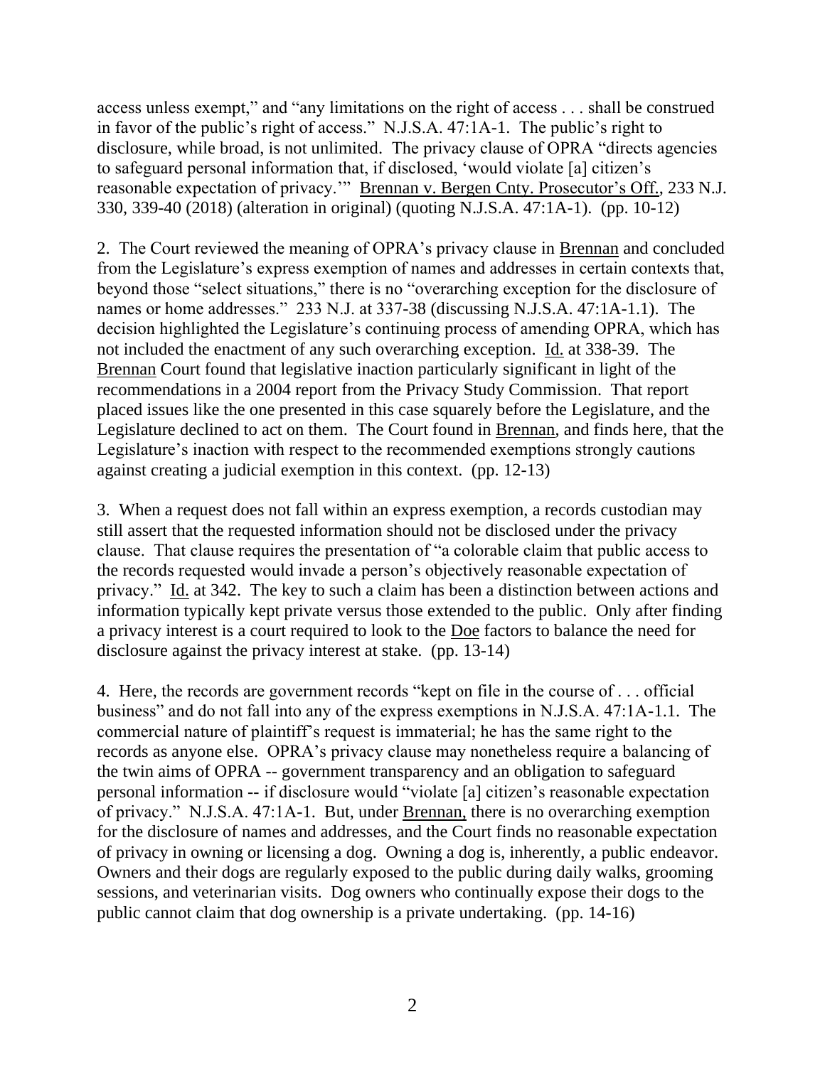access unless exempt," and "any limitations on the right of access . . . shall be construed in favor of the public's right of access." N.J.S.A. 47:1A-1. The public's right to disclosure, while broad, is not unlimited. The privacy clause of OPRA "directs agencies to safeguard personal information that, if disclosed, 'would violate [a] citizen's reasonable expectation of privacy.'" Brennan v. Bergen Cnty. Prosecutor's Off., 233 N.J. 330, 339-40 (2018) (alteration in original) (quoting N.J.S.A. 47:1A-1). (pp. 10-12)

2. The Court reviewed the meaning of OPRA's privacy clause in Brennan and concluded from the Legislature's express exemption of names and addresses in certain contexts that, beyond those "select situations," there is no "overarching exception for the disclosure of names or home addresses." 233 N.J. at 337-38 (discussing N.J.S.A. 47:1A-1.1). The decision highlighted the Legislature's continuing process of amending OPRA, which has not included the enactment of any such overarching exception. Id. at 338-39. The Brennan Court found that legislative inaction particularly significant in light of the recommendations in a 2004 report from the Privacy Study Commission. That report placed issues like the one presented in this case squarely before the Legislature, and the Legislature declined to act on them. The Court found in Brennan, and finds here, that the Legislature's inaction with respect to the recommended exemptions strongly cautions against creating a judicial exemption in this context. (pp. 12-13)

3. When a request does not fall within an express exemption, a records custodian may still assert that the requested information should not be disclosed under the privacy clause. That clause requires the presentation of "a colorable claim that public access to the records requested would invade a person's objectively reasonable expectation of privacy." Id. at 342. The key to such a claim has been a distinction between actions and information typically kept private versus those extended to the public. Only after finding a privacy interest is a court required to look to the Doe factors to balance the need for disclosure against the privacy interest at stake. (pp. 13-14)

4. Here, the records are government records "kept on file in the course of . . . official business" and do not fall into any of the express exemptions in N.J.S.A. 47:1A-1.1. The commercial nature of plaintiff's request is immaterial; he has the same right to the records as anyone else. OPRA's privacy clause may nonetheless require a balancing of the twin aims of OPRA -- government transparency and an obligation to safeguard personal information -- if disclosure would "violate [a] citizen's reasonable expectation of privacy." N.J.S.A. 47:1A-1. But, under Brennan, there is no overarching exemption for the disclosure of names and addresses, and the Court finds no reasonable expectation of privacy in owning or licensing a dog. Owning a dog is, inherently, a public endeavor. Owners and their dogs are regularly exposed to the public during daily walks, grooming sessions, and veterinarian visits. Dog owners who continually expose their dogs to the public cannot claim that dog ownership is a private undertaking. (pp. 14-16)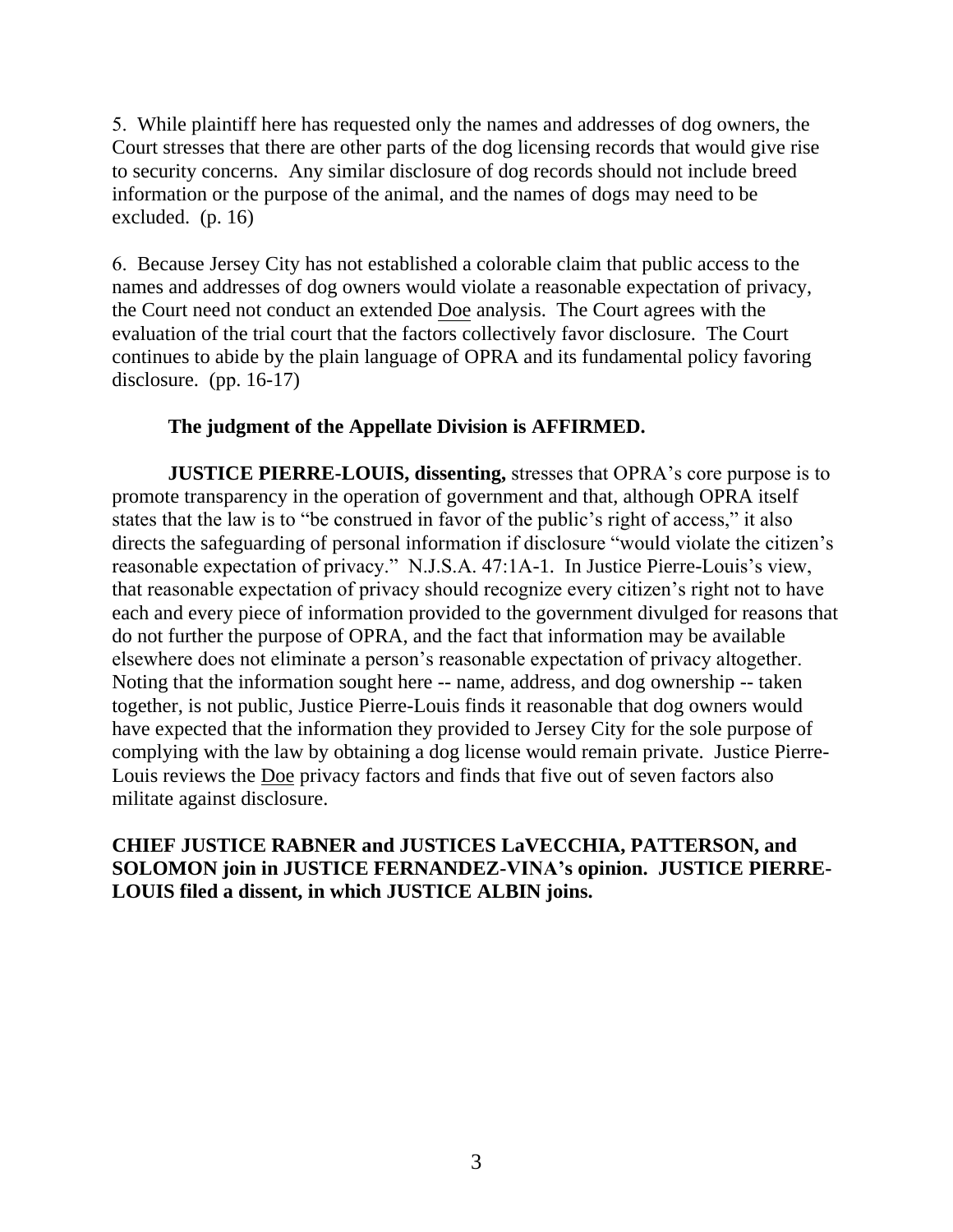5. While plaintiff here has requested only the names and addresses of dog owners, the Court stresses that there are other parts of the dog licensing records that would give rise to security concerns. Any similar disclosure of dog records should not include breed information or the purpose of the animal, and the names of dogs may need to be excluded. (p. 16)

6. Because Jersey City has not established a colorable claim that public access to the names and addresses of dog owners would violate a reasonable expectation of privacy, the Court need not conduct an extended Doe analysis. The Court agrees with the evaluation of the trial court that the factors collectively favor disclosure. The Court continues to abide by the plain language of OPRA and its fundamental policy favoring disclosure. (pp. 16-17)

**The judgment of the Appellate Division is AFFIRMED.**

**JUSTICE PIERRE-LOUIS, dissenting,** stresses that OPRA's core purpose is to promote transparency in the operation of government and that, although OPRA itself states that the law is to "be construed in favor of the public's right of access," it also directs the safeguarding of personal information if disclosure "would violate the citizen's reasonable expectation of privacy." N.J.S.A. 47:1A-1. In Justice Pierre-Louis's view, that reasonable expectation of privacy should recognize every citizen's right not to have each and every piece of information provided to the government divulged for reasons that do not further the purpose of OPRA, and the fact that information may be available elsewhere does not eliminate a person's reasonable expectation of privacy altogether. Noting that the information sought here -- name, address, and dog ownership -- taken together, is not public, Justice Pierre-Louis finds it reasonable that dog owners would have expected that the information they provided to Jersey City for the sole purpose of complying with the law by obtaining a dog license would remain private. Justice Pierre-Louis reviews the Doe privacy factors and finds that five out of seven factors also militate against disclosure.

**CHIEF JUSTICE RABNER and JUSTICES LaVECCHIA, PATTERSON, and SOLOMON join in JUSTICE FERNANDEZ-VINA's opinion. JUSTICE PIERRE-LOUIS filed a dissent, in which JUSTICE ALBIN joins.**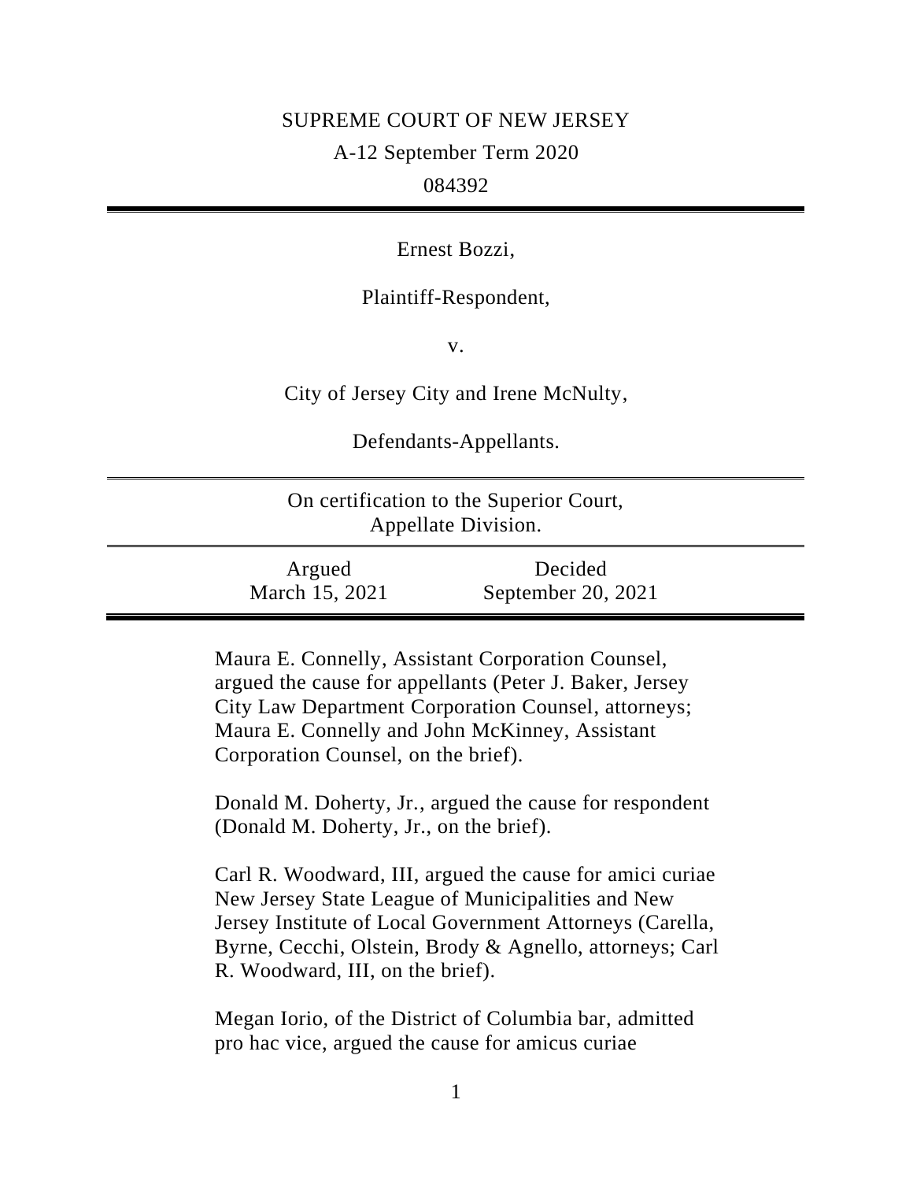SUPREME COURT OF NEW JERSEY

A-12 September Term 2020

084392

---

Ernest Bozzi,

Plaintiff-Respondent,

v.

City of Jersey City and Irene McNulty,

Defendants-Appellants.

---

On certification to the Superior Court, Appellate Division.

---

| Argued | Decided |
|---|---|
| March 15, 2021 | September 20, 2021 |

---

Maura E. Connelly, Assistant Corporation Counsel, argued the cause for appellants (Peter J. Baker, Jersey City Law Department Corporation Counsel, attorneys; Maura E. Connelly and John McKinney, Assistant Corporation Counsel, on the brief).

Donald M. Doherty, Jr., argued the cause for respondent (Donald M. Doherty, Jr., on the brief).

Carl R. Woodward, III, argued the cause for amici curiae New Jersey State League of Municipalities and New Jersey Institute of Local Government Attorneys (Carella, Byrne, Cecchi, Olstein, Brody & Agnello, attorneys; Carl R. Woodward, III, on the brief).

Megan Iorio, of the District of Columbia bar, admitted pro hac vice, argued the cause for amicus curiae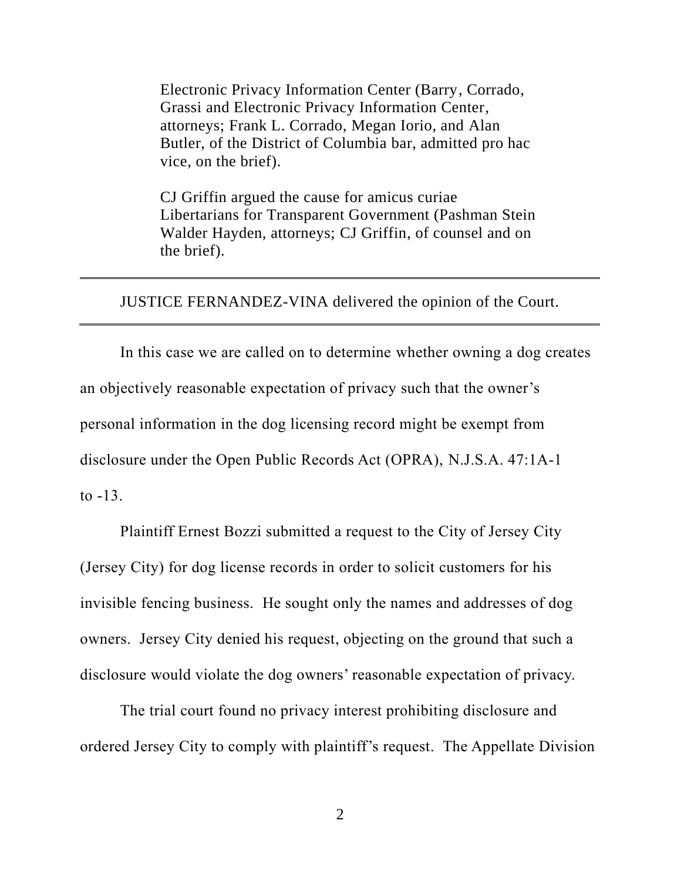Electronic Privacy Information Center (Barry, Corrado, Grassi and Electronic Privacy Information Center, attorneys; Frank L. Corrado, Megan Iorio, and Alan Butler, of the District of Columbia bar, admitted pro hac vice, on the brief).

CJ Griffin argued the cause for amicus curiae Libertarians for Transparent Government (Pashman Stein Walder Hayden, attorneys; CJ Griffin, of counsel and on the brief).

---

JUSTICE FERNANDEZ-VINA delivered the opinion of the Court.

---

In this case we are called on to determine whether owning a dog creates an objectively reasonable expectation of privacy such that the owner's personal information in the dog licensing record might be exempt from disclosure under the Open Public Records Act (OPRA), N.J.S.A. 47:1A-1 to -13.

Plaintiff Ernest Bozzi submitted a request to the City of Jersey City (Jersey City) for dog license records in order to solicit customers for his invisible fencing business. He sought only the names and addresses of dog owners. Jersey City denied his request, objecting on the ground that such a disclosure would violate the dog owners' reasonable expectation of privacy.

The trial court found no privacy interest prohibiting disclosure and ordered Jersey City to comply with plaintiff's request. The Appellate Division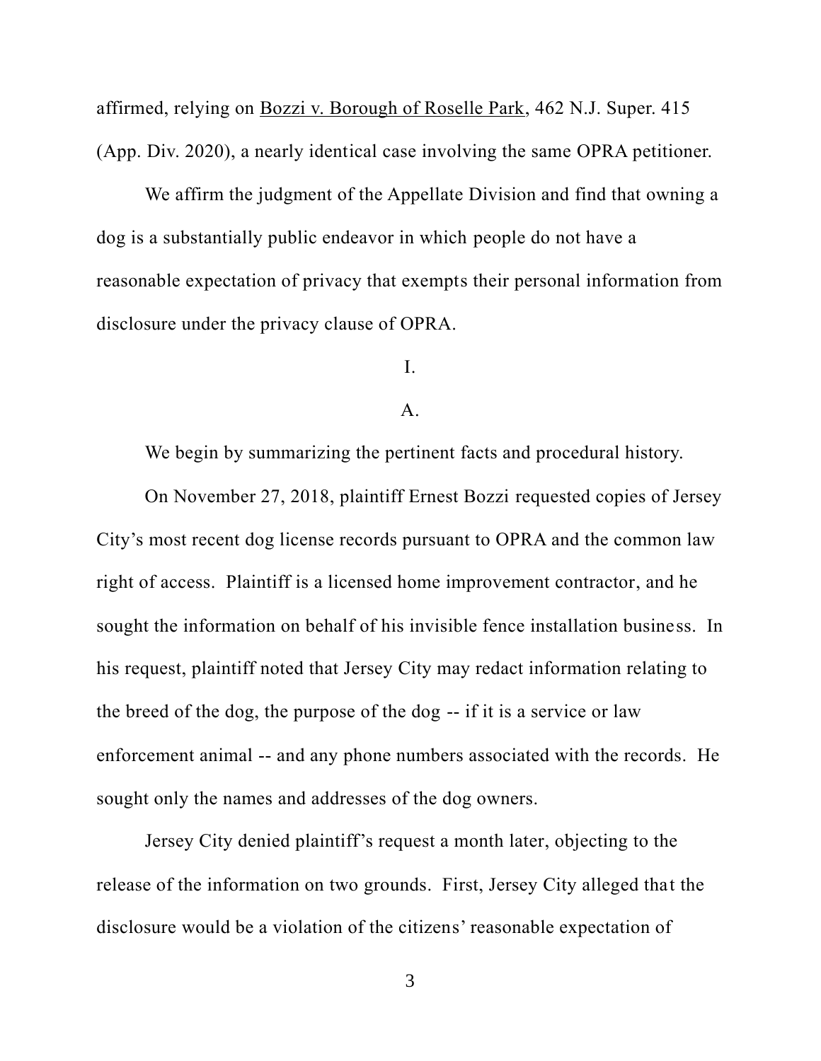affirmed, relying on Bozzi v. Borough of Roselle Park, 462 N.J. Super. 415 (App. Div. 2020), a nearly identical case involving the same OPRA petitioner.

We affirm the judgment of the Appellate Division and find that owning a dog is a substantially public endeavor in which people do not have a reasonable expectation of privacy that exempts their personal information from disclosure under the privacy clause of OPRA.

I.

A.

We begin by summarizing the pertinent facts and procedural history.

On November 27, 2018, plaintiff Ernest Bozzi requested copies of Jersey City's most recent dog license records pursuant to OPRA and the common law right of access. Plaintiff is a licensed home improvement contractor, and he sought the information on behalf of his invisible fence installation business. In his request, plaintiff noted that Jersey City may redact information relating to the breed of the dog, the purpose of the dog -- if it is a service or law enforcement animal -- and any phone numbers associated with the records. He sought only the names and addresses of the dog owners.

Jersey City denied plaintiff's request a month later, objecting to the release of the information on two grounds. First, Jersey City alleged that the disclosure would be a violation of the citizens' reasonable expectation of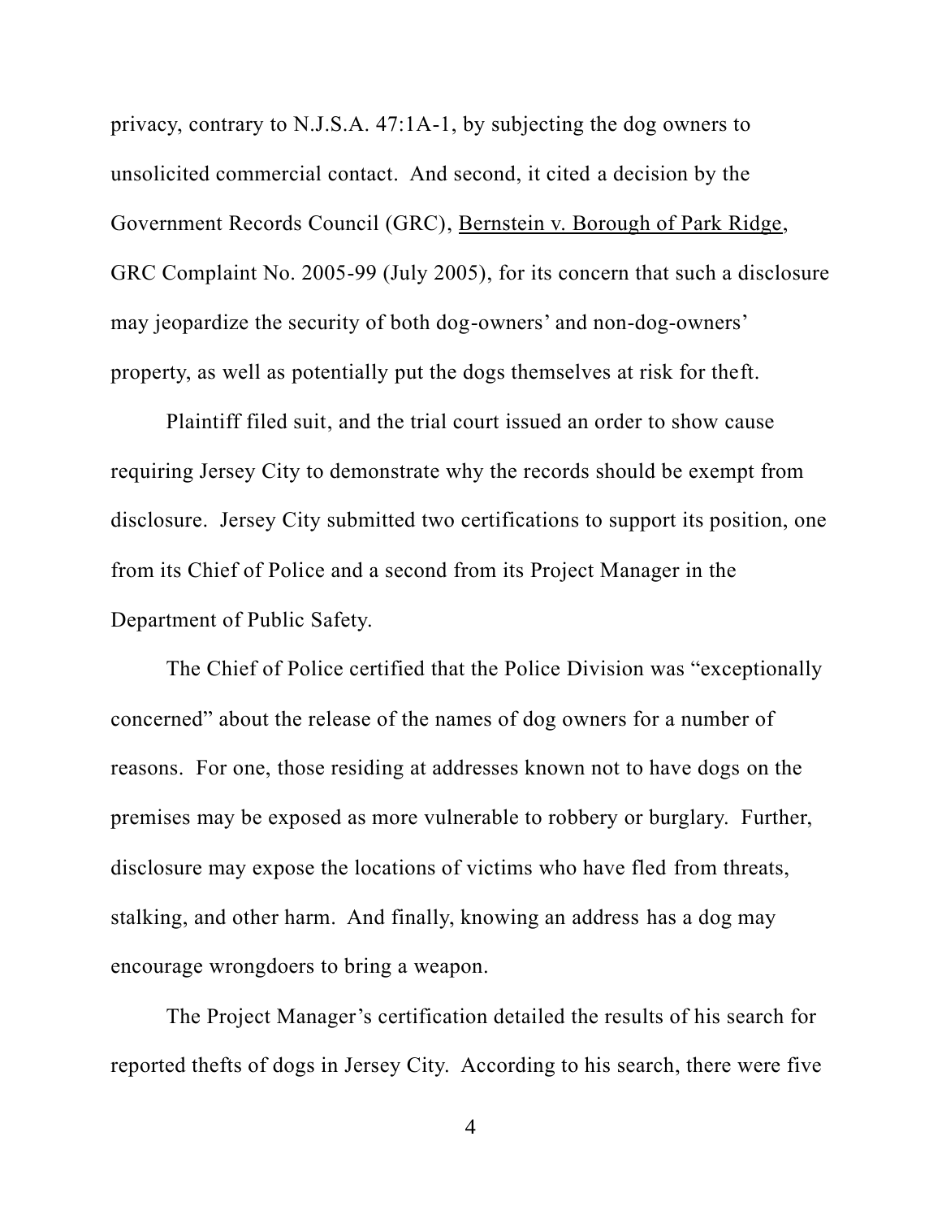privacy, contrary to N.J.S.A. 47:1A-1, by subjecting the dog owners to unsolicited commercial contact. And second, it cited a decision by the Government Records Council (GRC), Bernstein v. Borough of Park Ridge, GRC Complaint No. 2005-99 (July 2005), for its concern that such a disclosure may jeopardize the security of both dog-owners' and non-dog-owners' property, as well as potentially put the dogs themselves at risk for theft.

Plaintiff filed suit, and the trial court issued an order to show cause requiring Jersey City to demonstrate why the records should be exempt from disclosure. Jersey City submitted two certifications to support its position, one from its Chief of Police and a second from its Project Manager in the Department of Public Safety.

The Chief of Police certified that the Police Division was "exceptionally concerned" about the release of the names of dog owners for a number of reasons. For one, those residing at addresses known not to have dogs on the premises may be exposed as more vulnerable to robbery or burglary. Further, disclosure may expose the locations of victims who have fled from threats, stalking, and other harm. And finally, knowing an address has a dog may encourage wrongdoers to bring a weapon.

The Project Manager's certification detailed the results of his search for reported thefts of dogs in Jersey City. According to his search, there were five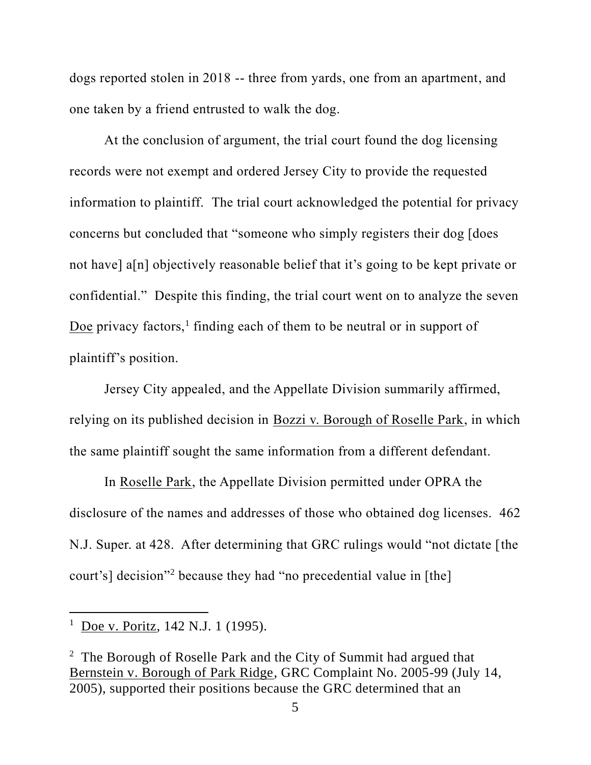dogs reported stolen in 2018 -- three from yards, one from an apartment, and one taken by a friend entrusted to walk the dog.

At the conclusion of argument, the trial court found the dog licensing records were not exempt and ordered Jersey City to provide the requested information to plaintiff. The trial court acknowledged the potential for privacy concerns but concluded that "someone who simply registers their dog [does not have] a[n] objectively reasonable belief that it's going to be kept private or confidential." Despite this finding, the trial court went on to analyze the seven Doe privacy factors,[1] finding each of them to be neutral or in support of plaintiff's position.

Jersey City appealed, and the Appellate Division summarily affirmed, relying on its published decision in Bozzi v. Borough of Roselle Park, in which the same plaintiff sought the same information from a different defendant.

In Roselle Park, the Appellate Division permitted under OPRA the disclosure of the names and addresses of those who obtained dog licenses. 462 N.J. Super. at 428. After determining that GRC rulings would "not dictate [the court's] decision"[2] because they had "no precedential value in [the]

---

[1] Doe v. Poritz, 142 N.J. 1 (1995).

[2] The Borough of Roselle Park and the City of Summit had argued that Bernstein v. Borough of Park Ridge, GRC Complaint No. 2005-99 (July 14, 2005), supported their positions because the GRC determined that an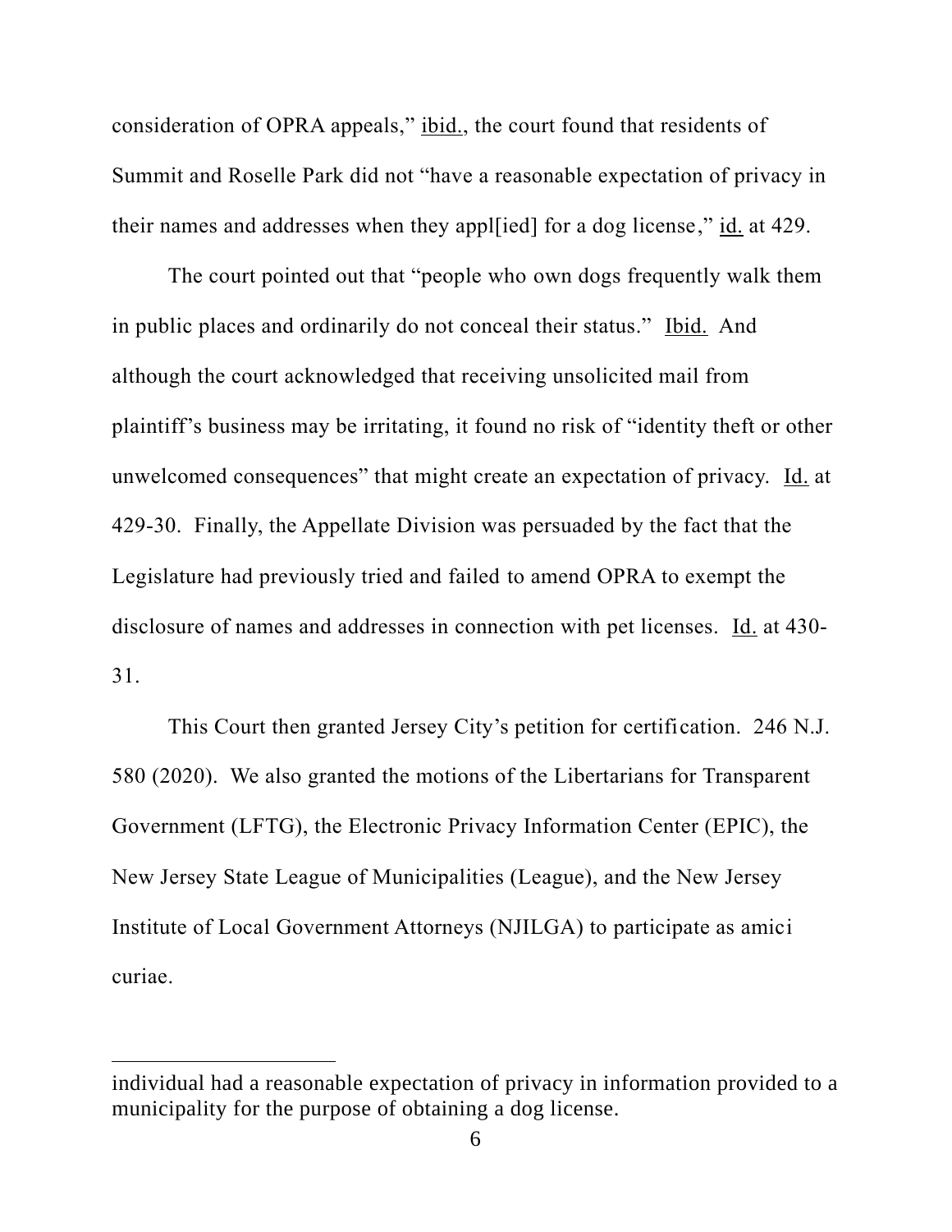consideration of OPRA appeals," ibid., the court found that residents of Summit and Roselle Park did not "have a reasonable expectation of privacy in their names and addresses when they appl[ied] for a dog license," id. at 429.

The court pointed out that "people who own dogs frequently walk them in public places and ordinarily do not conceal their status." Ibid. And although the court acknowledged that receiving unsolicited mail from plaintiff's business may be irritating, it found no risk of "identity theft or other unwelcomed consequences" that might create an expectation of privacy. Id. at 429-30. Finally, the Appellate Division was persuaded by the fact that the Legislature had previously tried and failed to amend OPRA to exempt the disclosure of names and addresses in connection with pet licenses. Id. at 430-31.

This Court then granted Jersey City's petition for certification. 246 N.J. 580 (2020). We also granted the motions of the Libertarians for Transparent Government (LFTG), the Electronic Privacy Information Center (EPIC), the New Jersey State League of Municipalities (League), and the New Jersey Institute of Local Government Attorneys (NJILGA) to participate as amici curiae.

---

individual had a reasonable expectation of privacy in information provided to a municipality for the purpose of obtaining a dog license.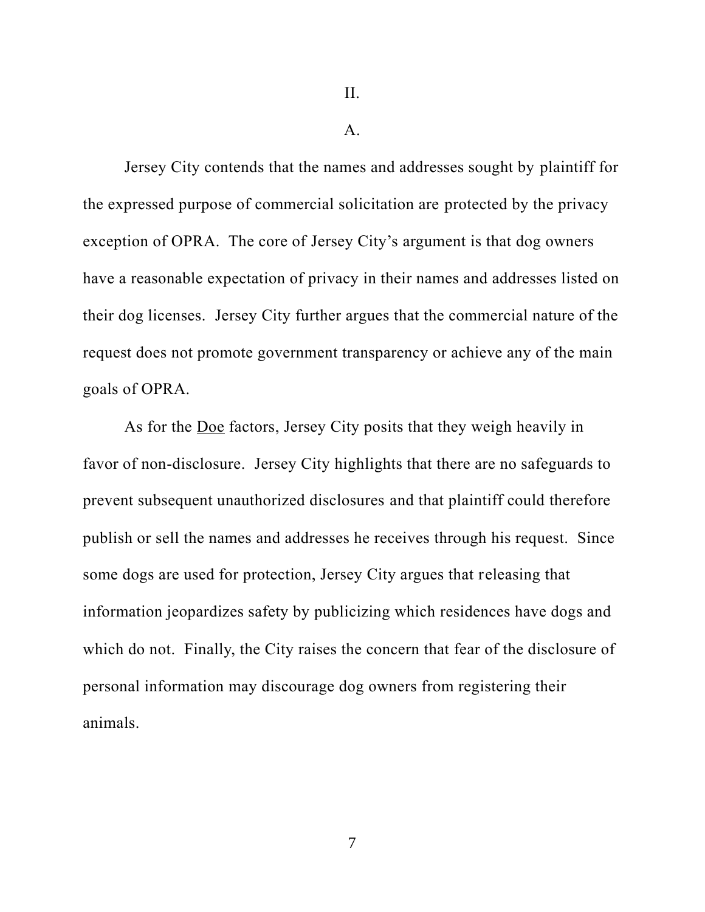## II.

### A.

Jersey City contends that the names and addresses sought by plaintiff for the expressed purpose of commercial solicitation are protected by the privacy exception of OPRA. The core of Jersey City's argument is that dog owners have a reasonable expectation of privacy in their names and addresses listed on their dog licenses. Jersey City further argues that the commercial nature of the request does not promote government transparency or achieve any of the main goals of OPRA.

As for the Doe factors, Jersey City posits that they weigh heavily in favor of non-disclosure. Jersey City highlights that there are no safeguards to prevent subsequent unauthorized disclosures and that plaintiff could therefore publish or sell the names and addresses he receives through his request. Since some dogs are used for protection, Jersey City argues that releasing that information jeopardizes safety by publicizing which residences have dogs and which do not. Finally, the City raises the concern that fear of the disclosure of personal information may discourage dog owners from registering their animals.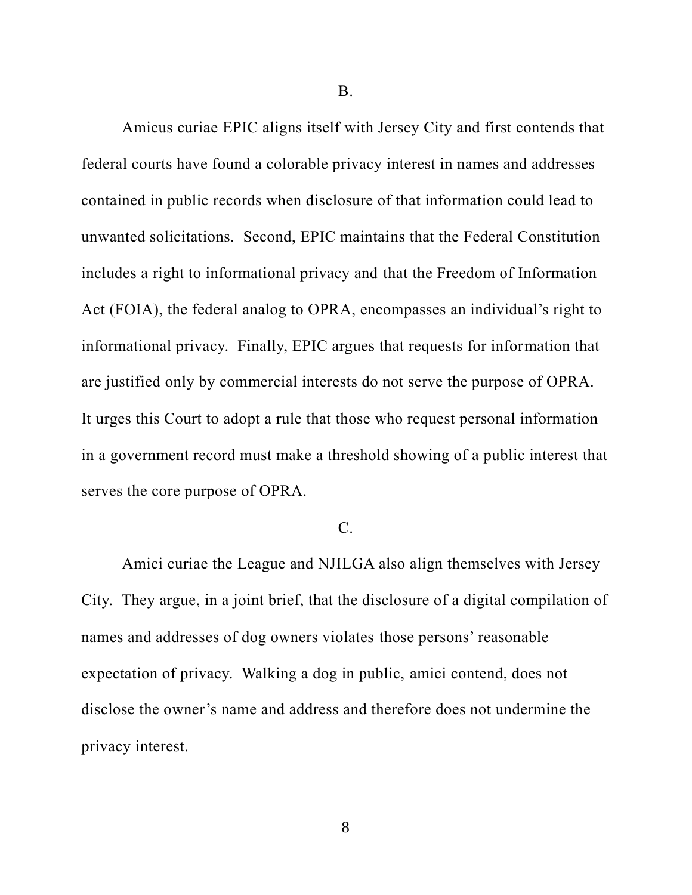B.

Amicus curiae EPIC aligns itself with Jersey City and first contends that federal courts have found a colorable privacy interest in names and addresses contained in public records when disclosure of that information could lead to unwanted solicitations. Second, EPIC maintains that the Federal Constitution includes a right to informational privacy and that the Freedom of Information Act (FOIA), the federal analog to OPRA, encompasses an individual's right to informational privacy. Finally, EPIC argues that requests for information that are justified only by commercial interests do not serve the purpose of OPRA. It urges this Court to adopt a rule that those who request personal information in a government record must make a threshold showing of a public interest that serves the core purpose of OPRA.

C.

Amici curiae the League and NJILGA also align themselves with Jersey City. They argue, in a joint brief, that the disclosure of a digital compilation of names and addresses of dog owners violates those persons' reasonable expectation of privacy. Walking a dog in public, amici contend, does not disclose the owner's name and address and therefore does not undermine the privacy interest.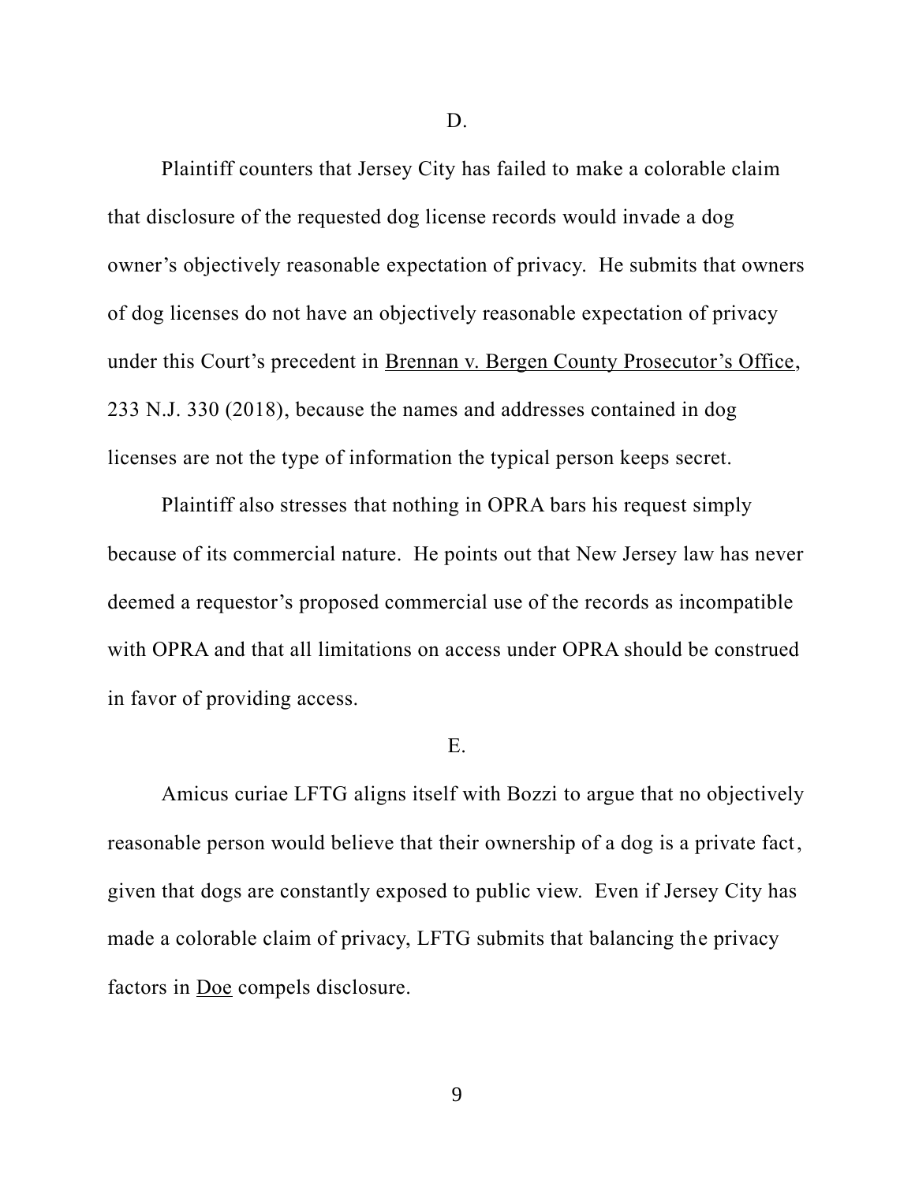D.

Plaintiff counters that Jersey City has failed to make a colorable claim that disclosure of the requested dog license records would invade a dog owner's objectively reasonable expectation of privacy. He submits that owners of dog licenses do not have an objectively reasonable expectation of privacy under this Court's precedent in Brennan v. Bergen County Prosecutor's Office, 233 N.J. 330 (2018), because the names and addresses contained in dog licenses are not the type of information the typical person keeps secret.

Plaintiff also stresses that nothing in OPRA bars his request simply because of its commercial nature. He points out that New Jersey law has never deemed a requestor's proposed commercial use of the records as incompatible with OPRA and that all limitations on access under OPRA should be construed in favor of providing access.

E.

Amicus curiae LFTG aligns itself with Bozzi to argue that no objectively reasonable person would believe that their ownership of a dog is a private fact, given that dogs are constantly exposed to public view. Even if Jersey City has made a colorable claim of privacy, LFTG submits that balancing the privacy factors in Doe compels disclosure.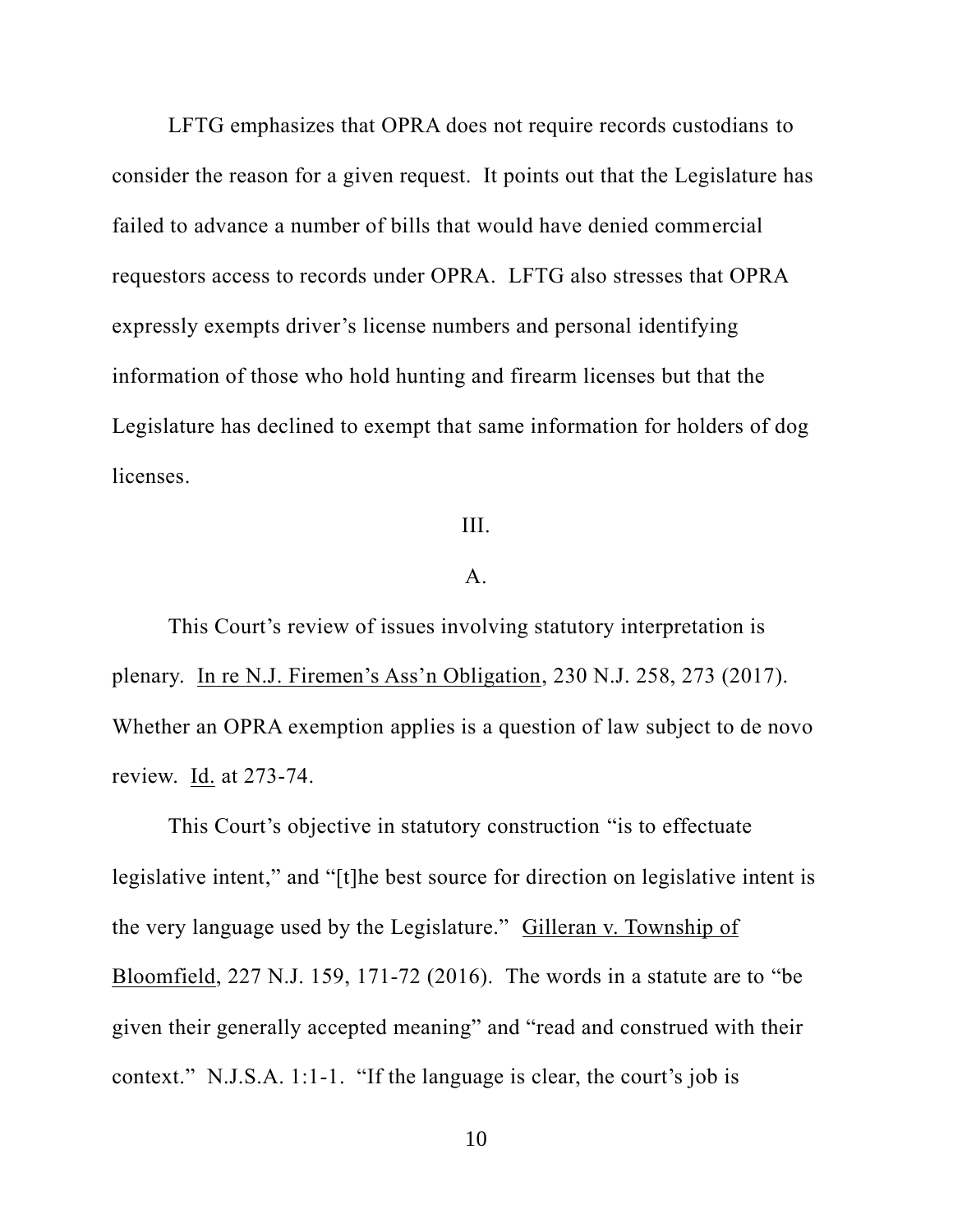LFTG emphasizes that OPRA does not require records custodians to consider the reason for a given request. It points out that the Legislature has failed to advance a number of bills that would have denied commercial requestors access to records under OPRA. LFTG also stresses that OPRA expressly exempts driver's license numbers and personal identifying information of those who hold hunting and firearm licenses but that the Legislature has declined to exempt that same information for holders of dog licenses.

## III.

### A.

This Court's review of issues involving statutory interpretation is plenary. In re N.J. Firemen's Ass'n Obligation, 230 N.J. 258, 273 (2017). Whether an OPRA exemption applies is a question of law subject to de novo review. Id. at 273-74.

This Court's objective in statutory construction "is to effectuate legislative intent," and "[t]he best source for direction on legislative intent is the very language used by the Legislature." Gilleran v. Township of Bloomfield, 227 N.J. 159, 171-72 (2016). The words in a statute are to "be given their generally accepted meaning" and "read and construed with their context." N.J.S.A. 1:1-1. "If the language is clear, the court's job is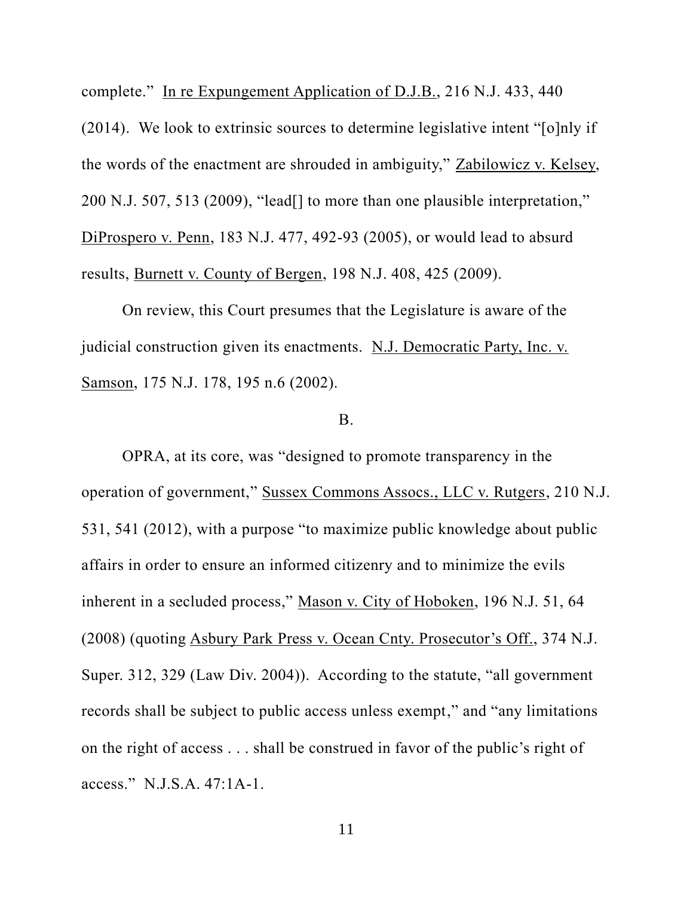complete." In re Expungement Application of D.J.B., 216 N.J. 433, 440 (2014). We look to extrinsic sources to determine legislative intent "[o]nly if the words of the enactment are shrouded in ambiguity," Zabilowicz v. Kelsey, 200 N.J. 507, 513 (2009), "lead[] to more than one plausible interpretation," DiProspero v. Penn, 183 N.J. 477, 492-93 (2005), or would lead to absurd results, Burnett v. County of Bergen, 198 N.J. 408, 425 (2009).

On review, this Court presumes that the Legislature is aware of the judicial construction given its enactments. N.J. Democratic Party, Inc. v. Samson, 175 N.J. 178, 195 n.6 (2002).

B.

OPRA, at its core, was "designed to promote transparency in the operation of government," Sussex Commons Assocs., LLC v. Rutgers, 210 N.J. 531, 541 (2012), with a purpose "to maximize public knowledge about public affairs in order to ensure an informed citizenry and to minimize the evils inherent in a secluded process," Mason v. City of Hoboken, 196 N.J. 51, 64 (2008) (quoting Asbury Park Press v. Ocean Cnty. Prosecutor's Off., 374 N.J. Super. 312, 329 (Law Div. 2004)). According to the statute, "all government records shall be subject to public access unless exempt," and "any limitations on the right of access . . . shall be construed in favor of the public's right of access." N.J.S.A. 47:1A-1.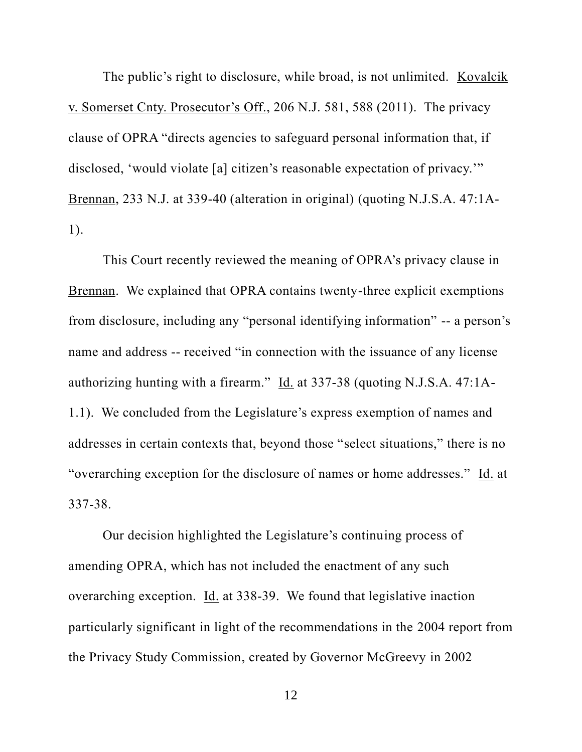The public's right to disclosure, while broad, is not unlimited. Kovalcik v. Somerset Cnty. Prosecutor's Off., 206 N.J. 581, 588 (2011). The privacy clause of OPRA "directs agencies to safeguard personal information that, if disclosed, 'would violate [a] citizen's reasonable expectation of privacy.'" Brennan, 233 N.J. at 339-40 (alteration in original) (quoting N.J.S.A. 47:1A-1).

This Court recently reviewed the meaning of OPRA's privacy clause in Brennan. We explained that OPRA contains twenty-three explicit exemptions from disclosure, including any "personal identifying information" -- a person's name and address -- received "in connection with the issuance of any license authorizing hunting with a firearm." Id. at 337-38 (quoting N.J.S.A. 47:1A-1.1). We concluded from the Legislature's express exemption of names and addresses in certain contexts that, beyond those "select situations," there is no "overarching exception for the disclosure of names or home addresses." Id. at 337-38.

Our decision highlighted the Legislature's continuing process of amending OPRA, which has not included the enactment of any such overarching exception. Id. at 338-39. We found that legislative inaction particularly significant in light of the recommendations in the 2004 report from the Privacy Study Commission, created by Governor McGreevy in 2002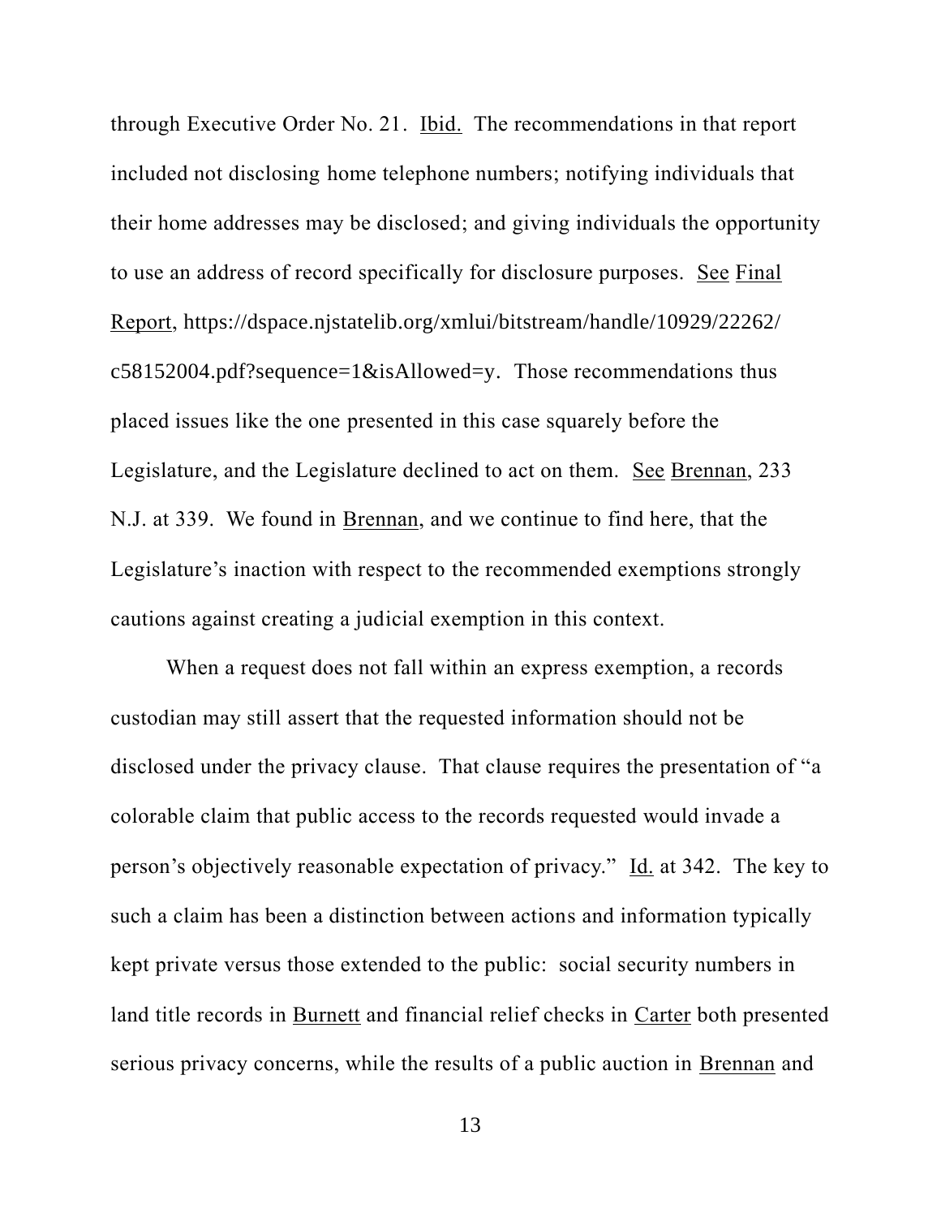through Executive Order No. 21. Ibid. The recommendations in that report included not disclosing home telephone numbers; notifying individuals that their home addresses may be disclosed; and giving individuals the opportunity to use an address of record specifically for disclosure purposes. See Final Report, https://dspace.njstatelib.org/xmlui/bitstream/handle/10929/22262/c58152004.pdf?sequence=1&isAllowed=y. Those recommendations thus placed issues like the one presented in this case squarely before the Legislature, and the Legislature declined to act on them. See Brennan, 233 N.J. at 339. We found in Brennan, and we continue to find here, that the Legislature's inaction with respect to the recommended exemptions strongly cautions against creating a judicial exemption in this context.

When a request does not fall within an express exemption, a records custodian may still assert that the requested information should not be disclosed under the privacy clause. That clause requires the presentation of "a colorable claim that public access to the records requested would invade a person's objectively reasonable expectation of privacy." Id. at 342. The key to such a claim has been a distinction between actions and information typically kept private versus those extended to the public: social security numbers in land title records in Burnett and financial relief checks in Carter both presented serious privacy concerns, while the results of a public auction in Brennan and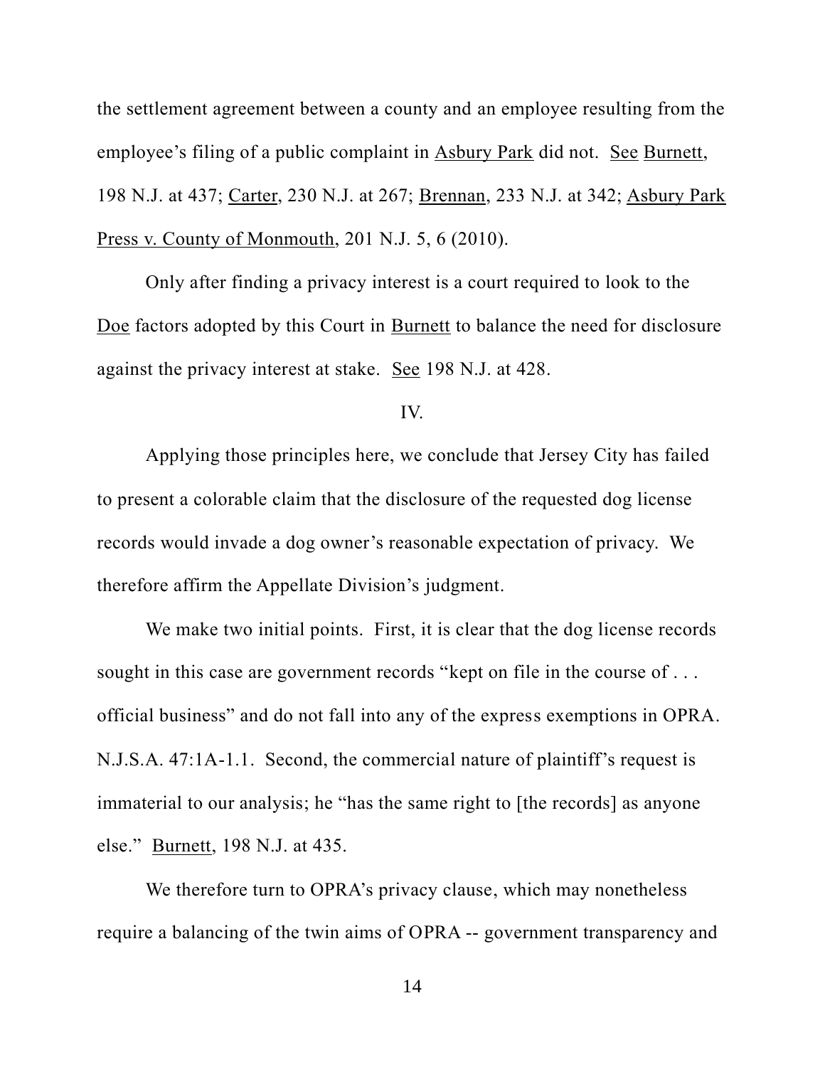the settlement agreement between a county and an employee resulting from the employee's filing of a public complaint in Asbury Park did not. See Burnett, 198 N.J. at 437; Carter, 230 N.J. at 267; Brennan, 233 N.J. at 342; Asbury Park Press v. County of Monmouth, 201 N.J. 5, 6 (2010).

Only after finding a privacy interest is a court required to look to the Doe factors adopted by this Court in Burnett to balance the need for disclosure against the privacy interest at stake. See 198 N.J. at 428.

## IV.

Applying those principles here, we conclude that Jersey City has failed to present a colorable claim that the disclosure of the requested dog license records would invade a dog owner's reasonable expectation of privacy. We therefore affirm the Appellate Division's judgment.

We make two initial points. First, it is clear that the dog license records sought in this case are government records "kept on file in the course of . . . official business" and do not fall into any of the express exemptions in OPRA. N.J.S.A. 47:1A-1.1. Second, the commercial nature of plaintiff's request is immaterial to our analysis; he "has the same right to [the records] as anyone else." Burnett, 198 N.J. at 435.

We therefore turn to OPRA's privacy clause, which may nonetheless require a balancing of the twin aims of OPRA -- government transparency and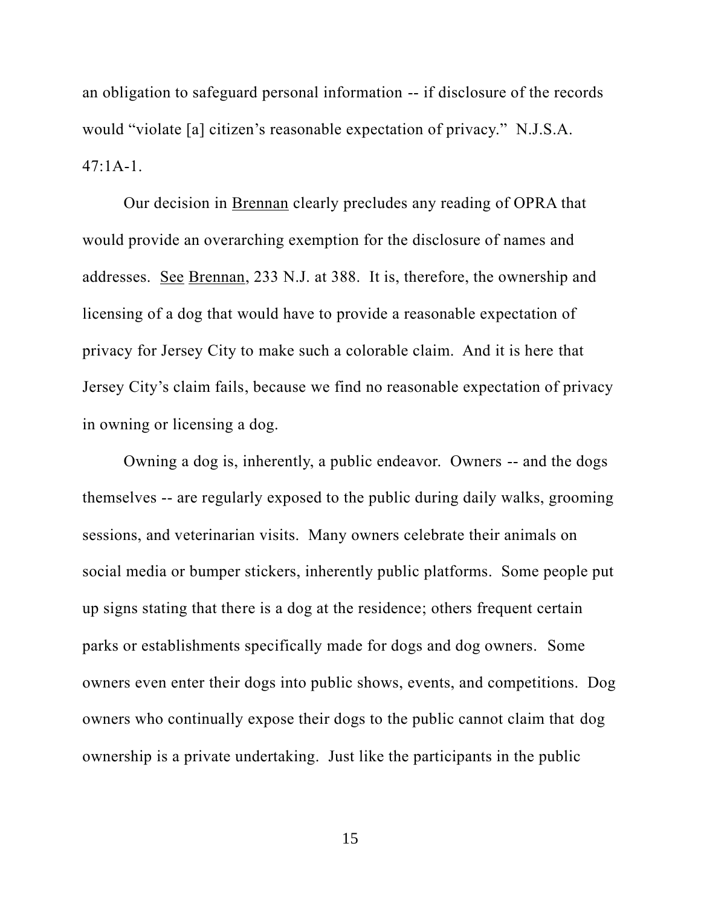an obligation to safeguard personal information -- if disclosure of the records would "violate [a] citizen's reasonable expectation of privacy." N.J.S.A. 47:1A-1.

Our decision in Brennan clearly precludes any reading of OPRA that would provide an overarching exemption for the disclosure of names and addresses. See Brennan, 233 N.J. at 388. It is, therefore, the ownership and licensing of a dog that would have to provide a reasonable expectation of privacy for Jersey City to make such a colorable claim. And it is here that Jersey City's claim fails, because we find no reasonable expectation of privacy in owning or licensing a dog.

Owning a dog is, inherently, a public endeavor. Owners -- and the dogs themselves -- are regularly exposed to the public during daily walks, grooming sessions, and veterinarian visits. Many owners celebrate their animals on social media or bumper stickers, inherently public platforms. Some people put up signs stating that there is a dog at the residence; others frequent certain parks or establishments specifically made for dogs and dog owners. Some owners even enter their dogs into public shows, events, and competitions. Dog owners who continually expose their dogs to the public cannot claim that dog ownership is a private undertaking. Just like the participants in the public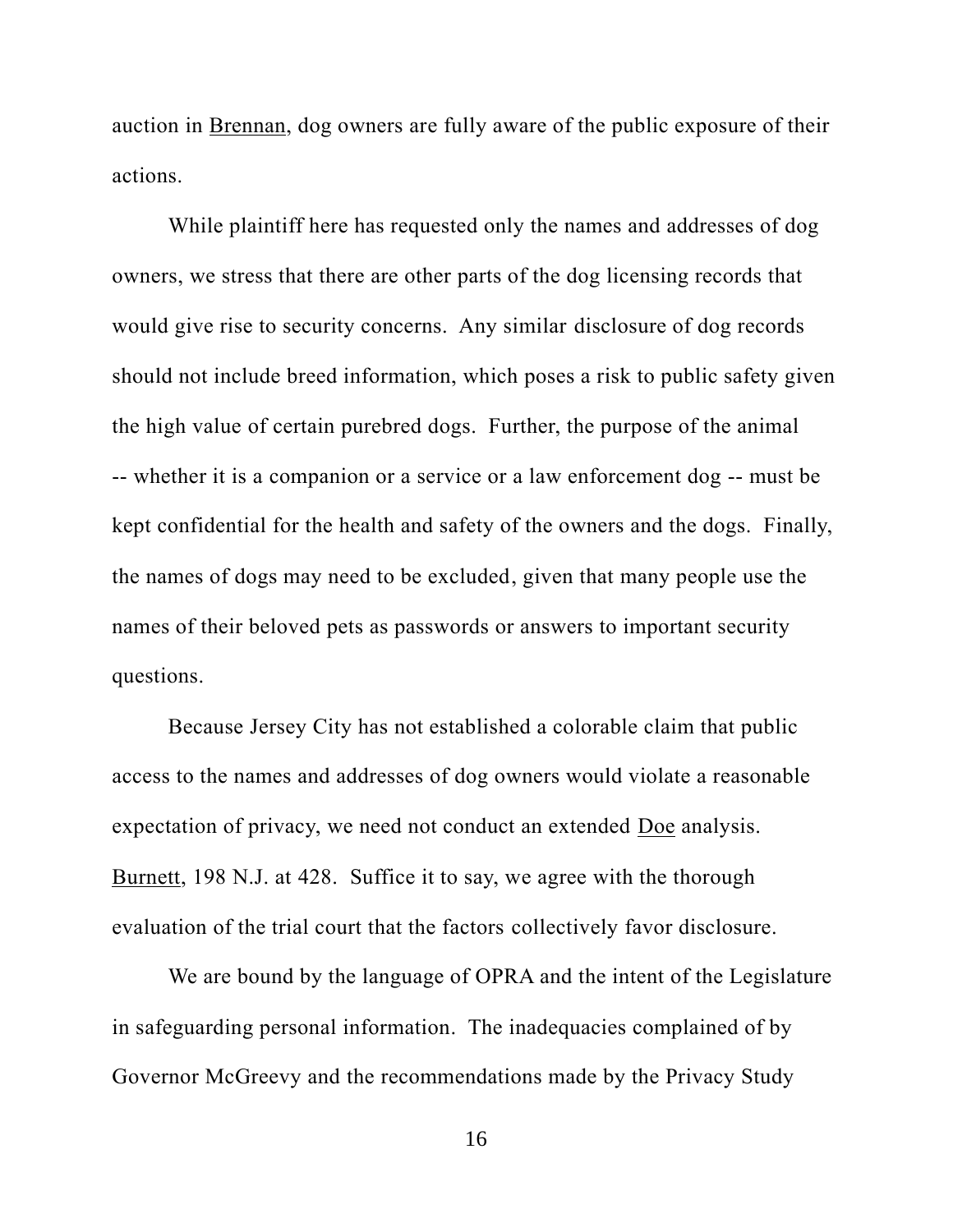auction in Brennan, dog owners are fully aware of the public exposure of their actions.

While plaintiff here has requested only the names and addresses of dog owners, we stress that there are other parts of the dog licensing records that would give rise to security concerns. Any similar disclosure of dog records should not include breed information, which poses a risk to public safety given the high value of certain purebred dogs. Further, the purpose of the animal -- whether it is a companion or a service or a law enforcement dog -- must be kept confidential for the health and safety of the owners and the dogs. Finally, the names of dogs may need to be excluded, given that many people use the names of their beloved pets as passwords or answers to important security questions.

Because Jersey City has not established a colorable claim that public access to the names and addresses of dog owners would violate a reasonable expectation of privacy, we need not conduct an extended Doe analysis. Burnett, 198 N.J. at 428. Suffice it to say, we agree with the thorough evaluation of the trial court that the factors collectively favor disclosure.

We are bound by the language of OPRA and the intent of the Legislature in safeguarding personal information. The inadequacies complained of by Governor McGreevy and the recommendations made by the Privacy Study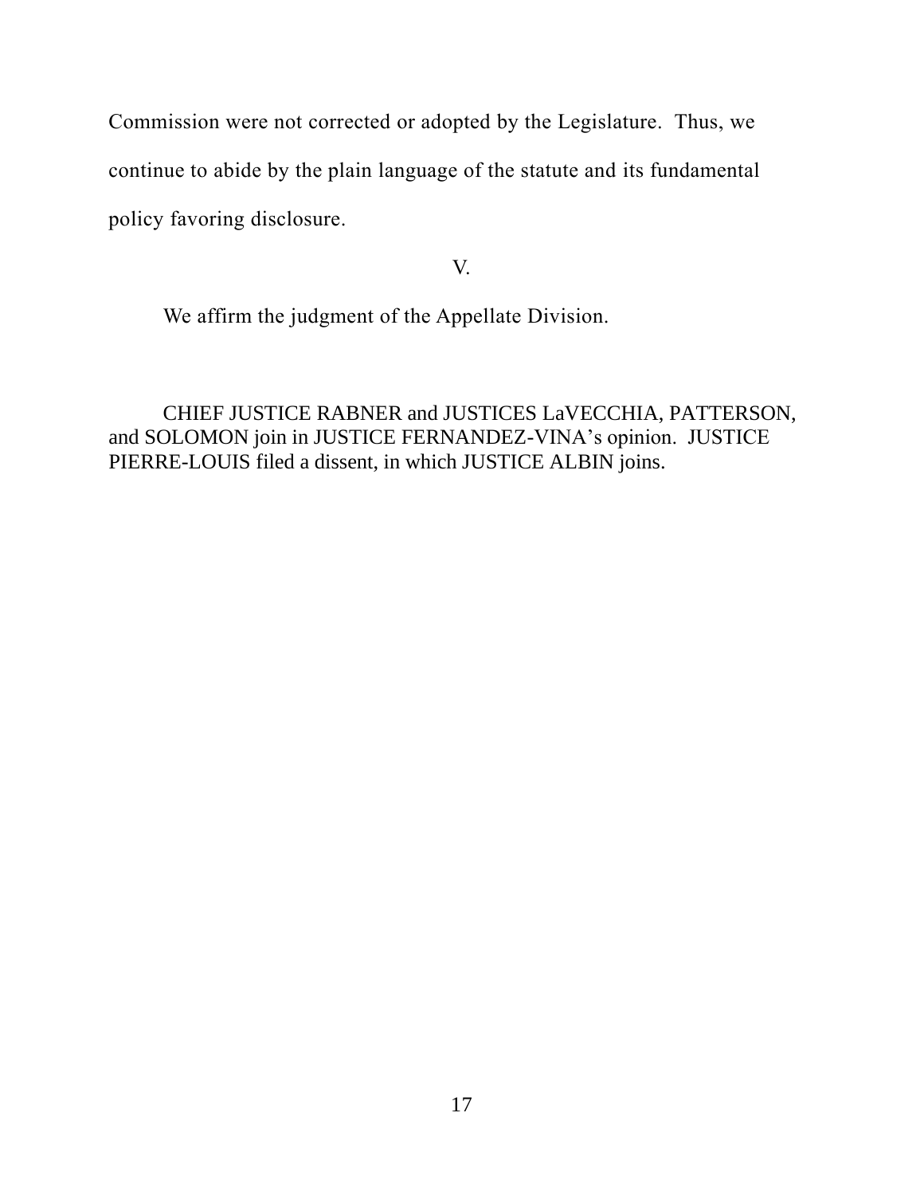Commission were not corrected or adopted by the Legislature. Thus, we continue to abide by the plain language of the statute and its fundamental policy favoring disclosure.

V.

We affirm the judgment of the Appellate Division.

CHIEF JUSTICE RABNER and JUSTICES LaVECCHIA, PATTERSON, and SOLOMON join in JUSTICE FERNANDEZ-VINA's opinion. JUSTICE PIERRE-LOUIS filed a dissent, in which JUSTICE ALBIN joins.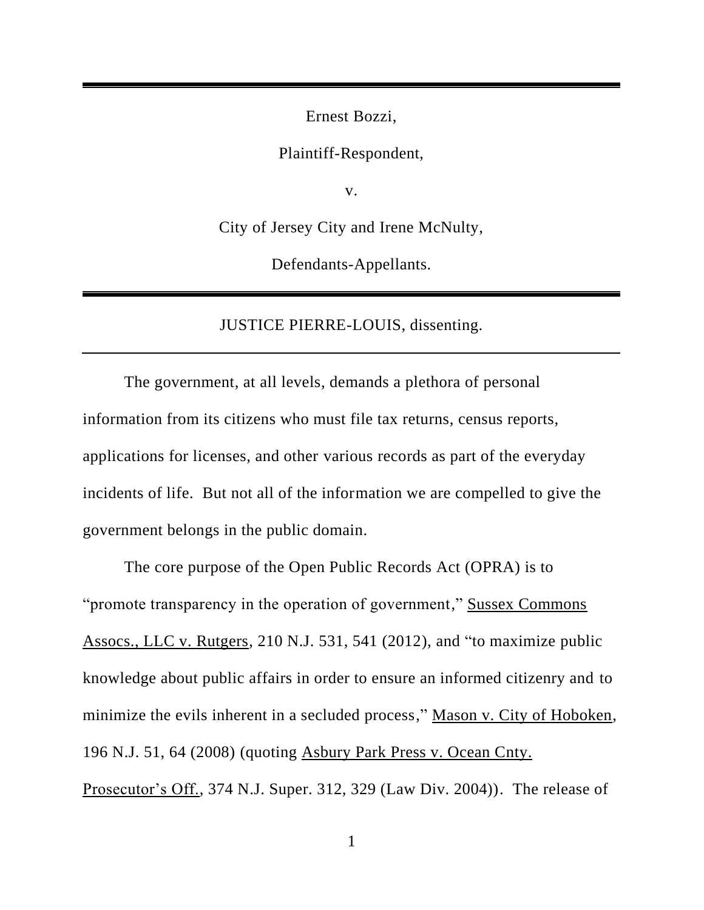Ernest Bozzi,

Plaintiff-Respondent,

v.

City of Jersey City and Irene McNulty,

Defendants-Appellants.

---

JUSTICE PIERRE-LOUIS, dissenting.

---

The government, at all levels, demands a plethora of personal information from its citizens who must file tax returns, census reports, applications for licenses, and other various records as part of the everyday incidents of life. But not all of the information we are compelled to give the government belongs in the public domain.

The core purpose of the Open Public Records Act (OPRA) is to "promote transparency in the operation of government," Sussex Commons Assocs., LLC v. Rutgers, 210 N.J. 531, 541 (2012), and "to maximize public knowledge about public affairs in order to ensure an informed citizenry and to minimize the evils inherent in a secluded process," Mason v. City of Hoboken, 196 N.J. 51, 64 (2008) (quoting Asbury Park Press v. Ocean Cnty. Prosecutor's Off., 374 N.J. Super. 312, 329 (Law Div. 2004)). The release of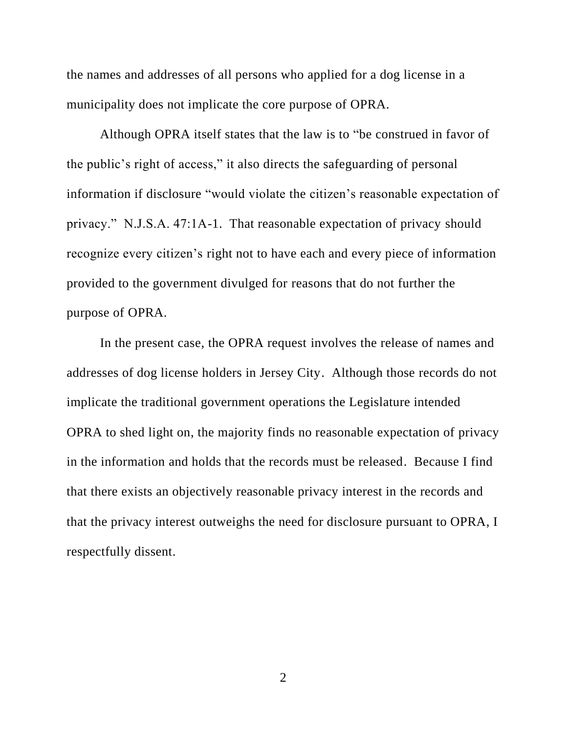the names and addresses of all persons who applied for a dog license in a municipality does not implicate the core purpose of OPRA.

Although OPRA itself states that the law is to "be construed in favor of the public's right of access," it also directs the safeguarding of personal information if disclosure "would violate the citizen's reasonable expectation of privacy." N.J.S.A. 47:1A-1. That reasonable expectation of privacy should recognize every citizen's right not to have each and every piece of information provided to the government divulged for reasons that do not further the purpose of OPRA.

In the present case, the OPRA request involves the release of names and addresses of dog license holders in Jersey City. Although those records do not implicate the traditional government operations the Legislature intended OPRA to shed light on, the majority finds no reasonable expectation of privacy in the information and holds that the records must be released. Because I find that there exists an objectively reasonable privacy interest in the records and that the privacy interest outweighs the need for disclosure pursuant to OPRA, I respectfully dissent.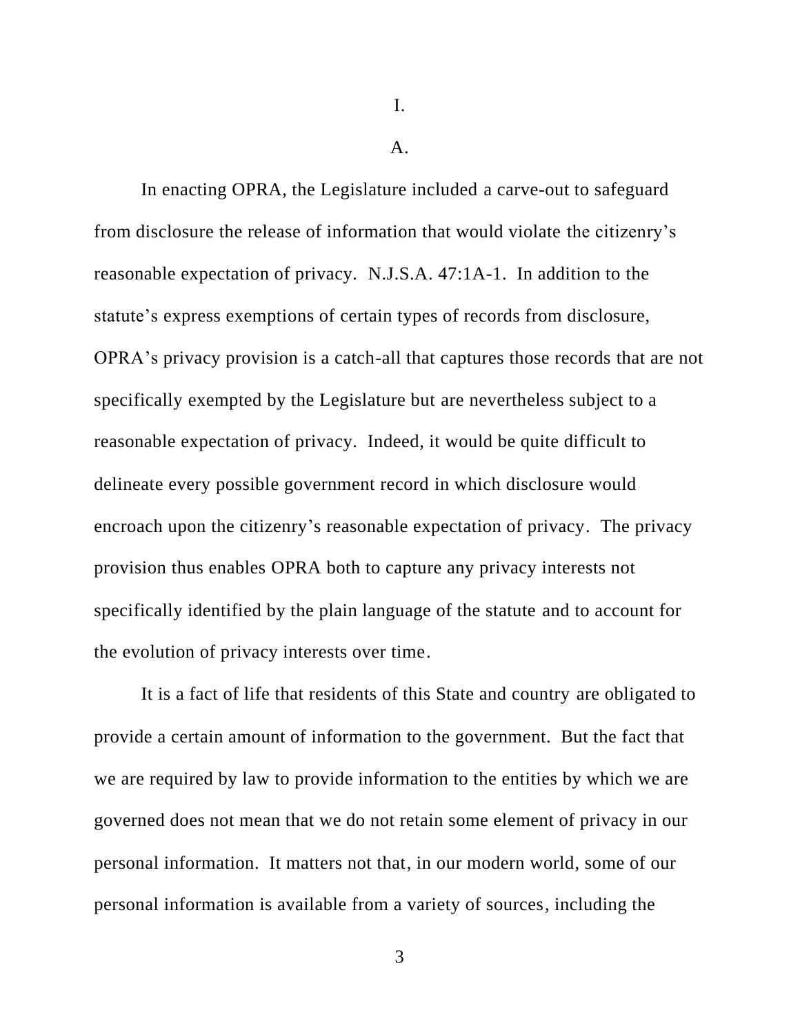I.

A.

In enacting OPRA, the Legislature included a carve-out to safeguard from disclosure the release of information that would violate the citizenry's reasonable expectation of privacy. N.J.S.A. 47:1A-1. In addition to the statute's express exemptions of certain types of records from disclosure, OPRA's privacy provision is a catch-all that captures those records that are not specifically exempted by the Legislature but are nevertheless subject to a reasonable expectation of privacy. Indeed, it would be quite difficult to delineate every possible government record in which disclosure would encroach upon the citizenry's reasonable expectation of privacy. The privacy provision thus enables OPRA both to capture any privacy interests not specifically identified by the plain language of the statute and to account for the evolution of privacy interests over time.

It is a fact of life that residents of this State and country are obligated to provide a certain amount of information to the government. But the fact that we are required by law to provide information to the entities by which we are governed does not mean that we do not retain some element of privacy in our personal information. It matters not that, in our modern world, some of our personal information is available from a variety of sources, including the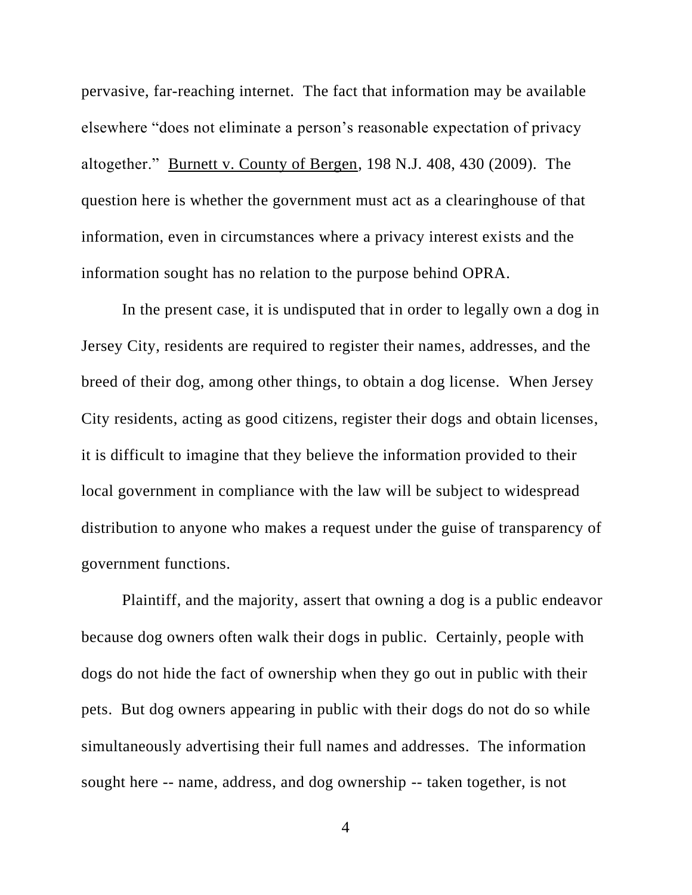pervasive, far-reaching internet. The fact that information may be available elsewhere "does not eliminate a person's reasonable expectation of privacy altogether." Burnett v. County of Bergen, 198 N.J. 408, 430 (2009). The question here is whether the government must act as a clearinghouse of that information, even in circumstances where a privacy interest exists and the information sought has no relation to the purpose behind OPRA.

In the present case, it is undisputed that in order to legally own a dog in Jersey City, residents are required to register their names, addresses, and the breed of their dog, among other things, to obtain a dog license. When Jersey City residents, acting as good citizens, register their dogs and obtain licenses, it is difficult to imagine that they believe the information provided to their local government in compliance with the law will be subject to widespread distribution to anyone who makes a request under the guise of transparency of government functions.

Plaintiff, and the majority, assert that owning a dog is a public endeavor because dog owners often walk their dogs in public. Certainly, people with dogs do not hide the fact of ownership when they go out in public with their pets. But dog owners appearing in public with their dogs do not do so while simultaneously advertising their full names and addresses. The information sought here -- name, address, and dog ownership -- taken together, is not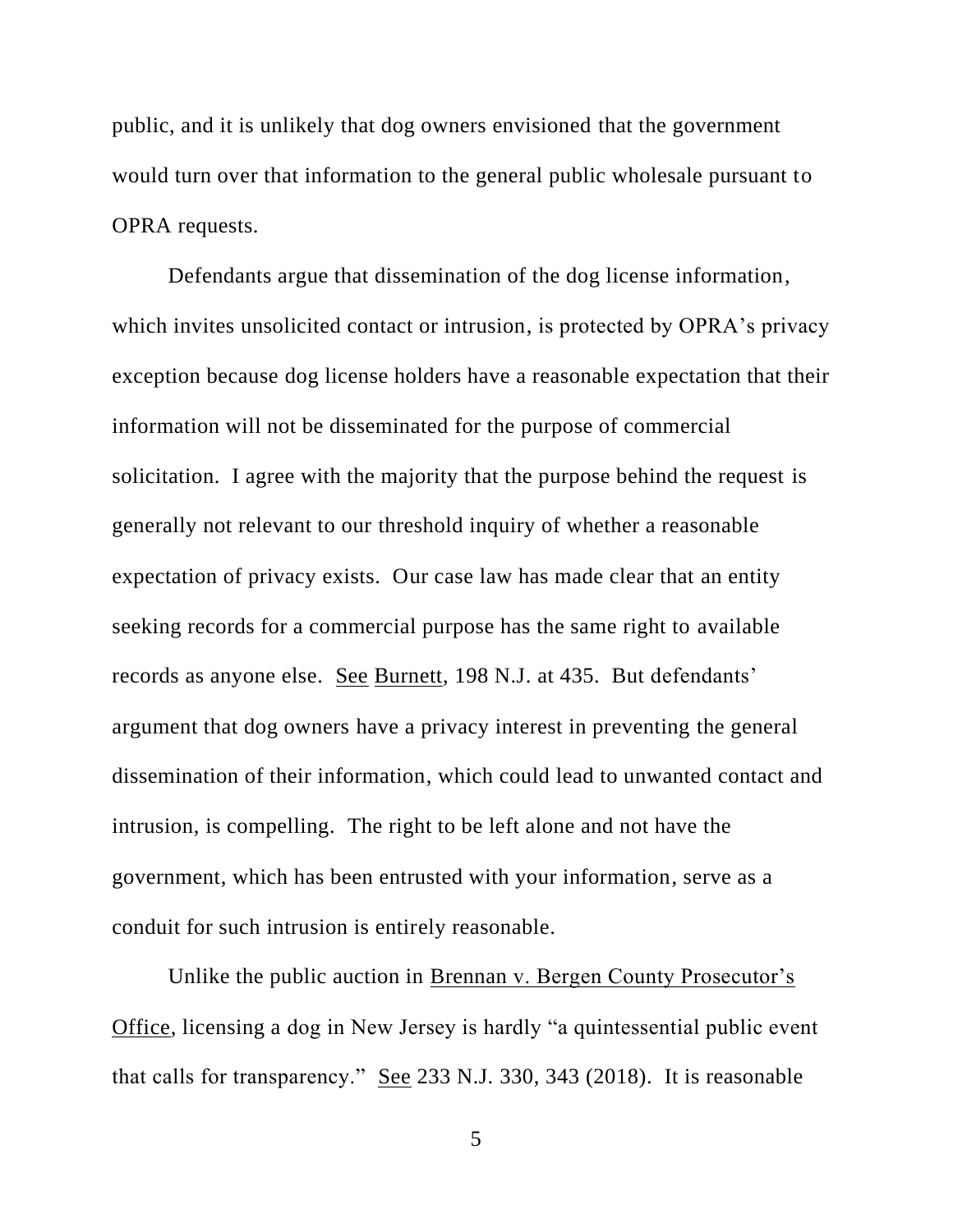public, and it is unlikely that dog owners envisioned that the government would turn over that information to the general public wholesale pursuant to OPRA requests.

Defendants argue that dissemination of the dog license information, which invites unsolicited contact or intrusion, is protected by OPRA's privacy exception because dog license holders have a reasonable expectation that their information will not be disseminated for the purpose of commercial solicitation. I agree with the majority that the purpose behind the request is generally not relevant to our threshold inquiry of whether a reasonable expectation of privacy exists. Our case law has made clear that an entity seeking records for a commercial purpose has the same right to available records as anyone else. See Burnett, 198 N.J. at 435. But defendants' argument that dog owners have a privacy interest in preventing the general dissemination of their information, which could lead to unwanted contact and intrusion, is compelling. The right to be left alone and not have the government, which has been entrusted with your information, serve as a conduit for such intrusion is entirely reasonable.

Unlike the public auction in Brennan v. Bergen County Prosecutor's Office, licensing a dog in New Jersey is hardly "a quintessential public event that calls for transparency." See 233 N.J. 330, 343 (2018). It is reasonable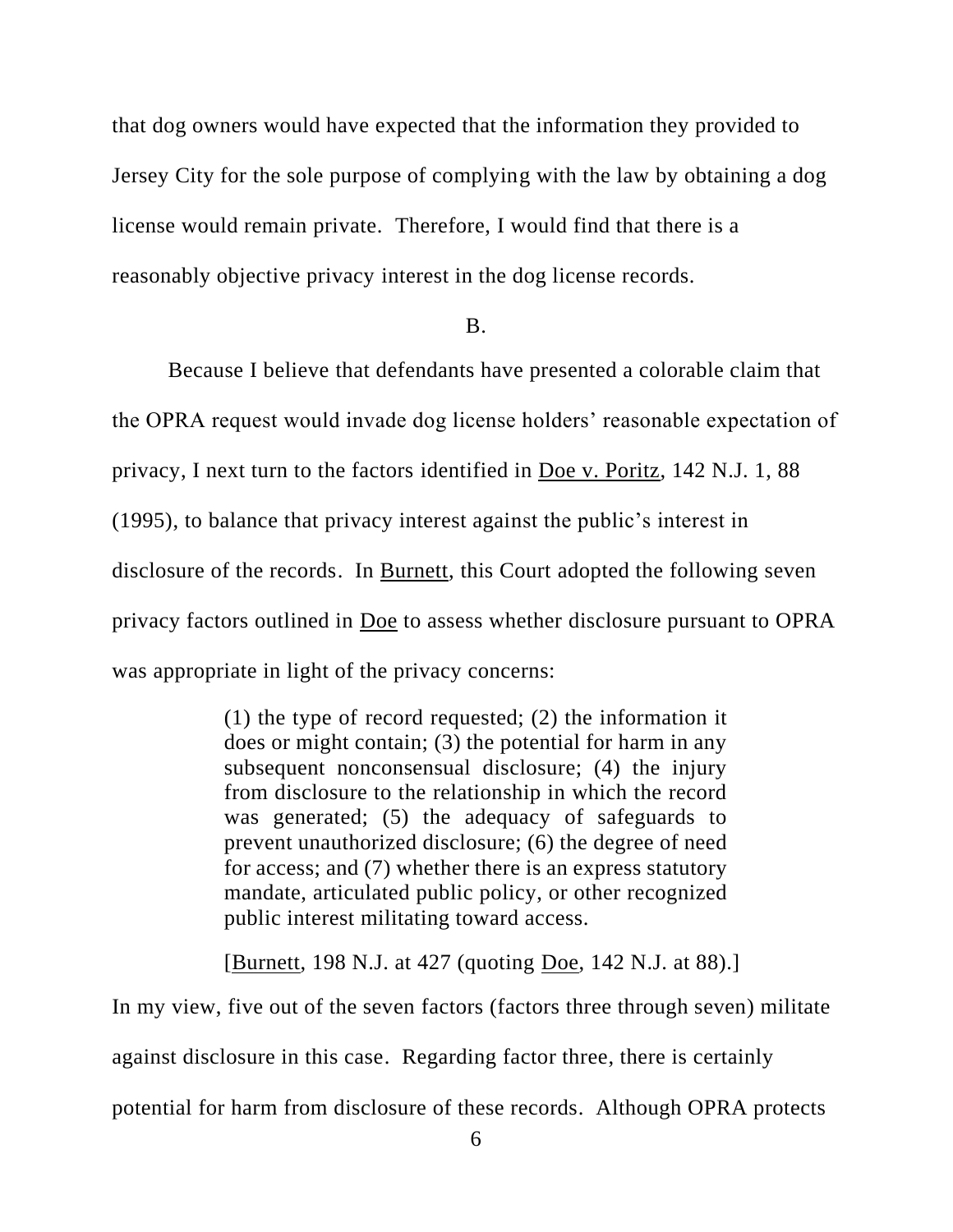that dog owners would have expected that the information they provided to Jersey City for the sole purpose of complying with the law by obtaining a dog license would remain private. Therefore, I would find that there is a reasonably objective privacy interest in the dog license records.

B.

Because I believe that defendants have presented a colorable claim that the OPRA request would invade dog license holders' reasonable expectation of privacy, I next turn to the factors identified in Doe v. Poritz, 142 N.J. 1, 88 (1995), to balance that privacy interest against the public's interest in disclosure of the records. In Burnett, this Court adopted the following seven privacy factors outlined in Doe to assess whether disclosure pursuant to OPRA was appropriate in light of the privacy concerns:

> (1) the type of record requested; (2) the information it does or might contain; (3) the potential for harm in any subsequent nonconsensual disclosure; (4) the injury from disclosure to the relationship in which the record was generated; (5) the adequacy of safeguards to prevent unauthorized disclosure; (6) the degree of need for access; and (7) whether there is an express statutory mandate, articulated public policy, or other recognized public interest militating toward access.
>
> [Burnett, 198 N.J. at 427 (quoting Doe, 142 N.J. at 88).]

In my view, five out of the seven factors (factors three through seven) militate against disclosure in this case. Regarding factor three, there is certainly potential for harm from disclosure of these records. Although OPRA protects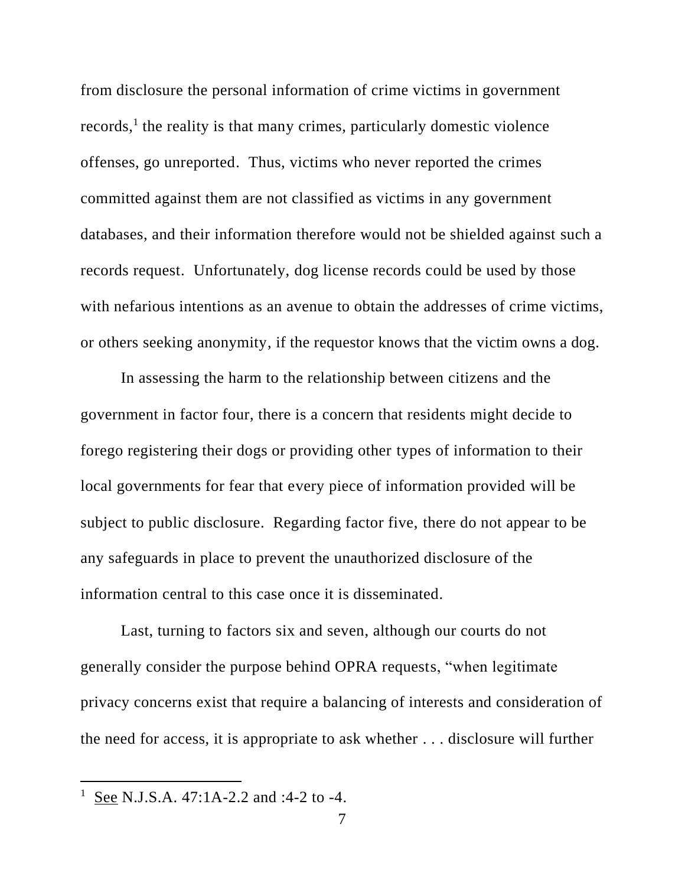from disclosure the personal information of crime victims in government records,[1] the reality is that many crimes, particularly domestic violence offenses, go unreported. Thus, victims who never reported the crimes committed against them are not classified as victims in any government databases, and their information therefore would not be shielded against such a records request. Unfortunately, dog license records could be used by those with nefarious intentions as an avenue to obtain the addresses of crime victims, or others seeking anonymity, if the requestor knows that the victim owns a dog.

In assessing the harm to the relationship between citizens and the government in factor four, there is a concern that residents might decide to forego registering their dogs or providing other types of information to their local governments for fear that every piece of information provided will be subject to public disclosure. Regarding factor five, there do not appear to be any safeguards in place to prevent the unauthorized disclosure of the information central to this case once it is disseminated.

Last, turning to factors six and seven, although our courts do not generally consider the purpose behind OPRA requests, "when legitimate privacy concerns exist that require a balancing of interests and consideration of the need for access, it is appropriate to ask whether . . . disclosure will further

---

[1] See N.J.S.A. 47:1A-2.2 and :4-2 to -4.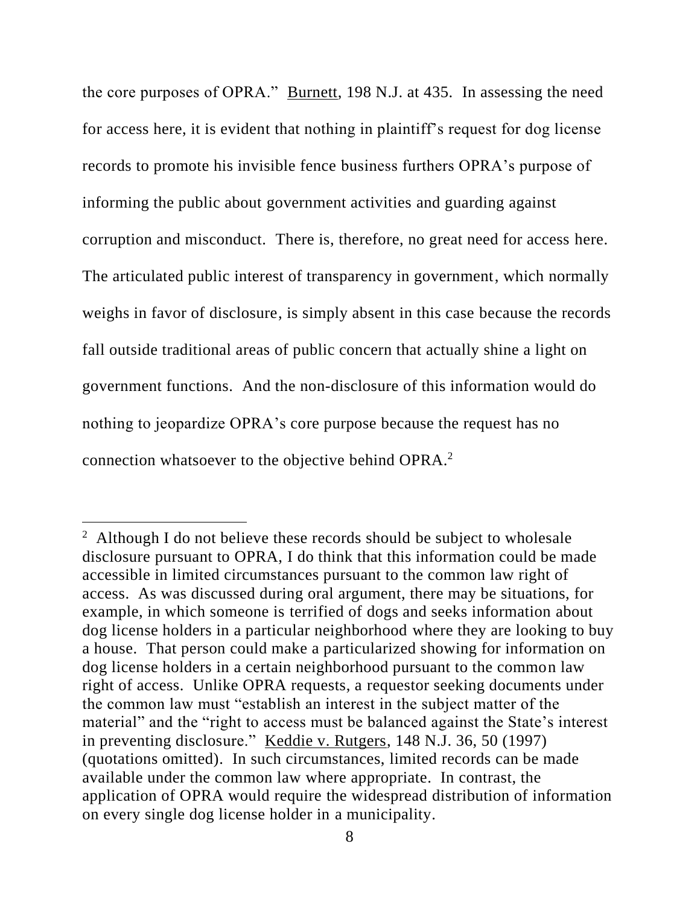the core purposes of OPRA." Burnett, 198 N.J. at 435. In assessing the need for access here, it is evident that nothing in plaintiff's request for dog license records to promote his invisible fence business furthers OPRA's purpose of informing the public about government activities and guarding against corruption and misconduct. There is, therefore, no great need for access here. The articulated public interest of transparency in government, which normally weighs in favor of disclosure, is simply absent in this case because the records fall outside traditional areas of public concern that actually shine a light on government functions. And the non-disclosure of this information would do nothing to jeopardize OPRA's core purpose because the request has no connection whatsoever to the objective behind OPRA.[2]

---

[2] Although I do not believe these records should be subject to wholesale disclosure pursuant to OPRA, I do think that this information could be made accessible in limited circumstances pursuant to the common law right of access. As was discussed during oral argument, there may be situations, for example, in which someone is terrified of dogs and seeks information about dog license holders in a particular neighborhood where they are looking to buy a house. That person could make a particularized showing for information on dog license holders in a certain neighborhood pursuant to the common law right of access. Unlike OPRA requests, a requestor seeking documents under the common law must "establish an interest in the subject matter of the material" and the "right to access must be balanced against the State's interest in preventing disclosure." Keddie v. Rutgers, 148 N.J. 36, 50 (1997) (quotations omitted). In such circumstances, limited records can be made available under the common law where appropriate. In contrast, the application of OPRA would require the widespread distribution of information on every single dog license holder in a municipality.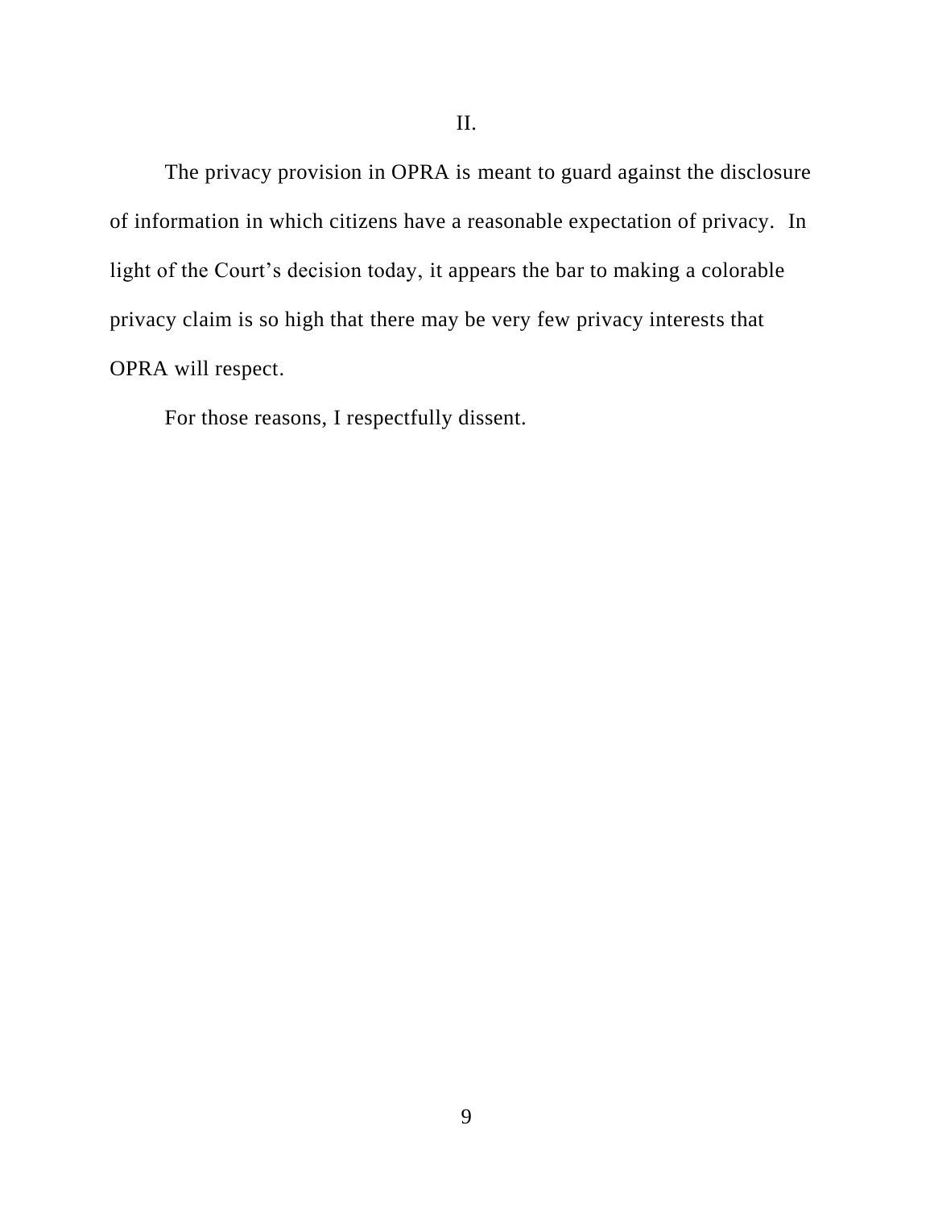## II.

The privacy provision in OPRA is meant to guard against the disclosure of information in which citizens have a reasonable expectation of privacy. In light of the Court's decision today, it appears the bar to making a colorable privacy claim is so high that there may be very few privacy interests that OPRA will respect.

For those reasons, I respectfully dissent.